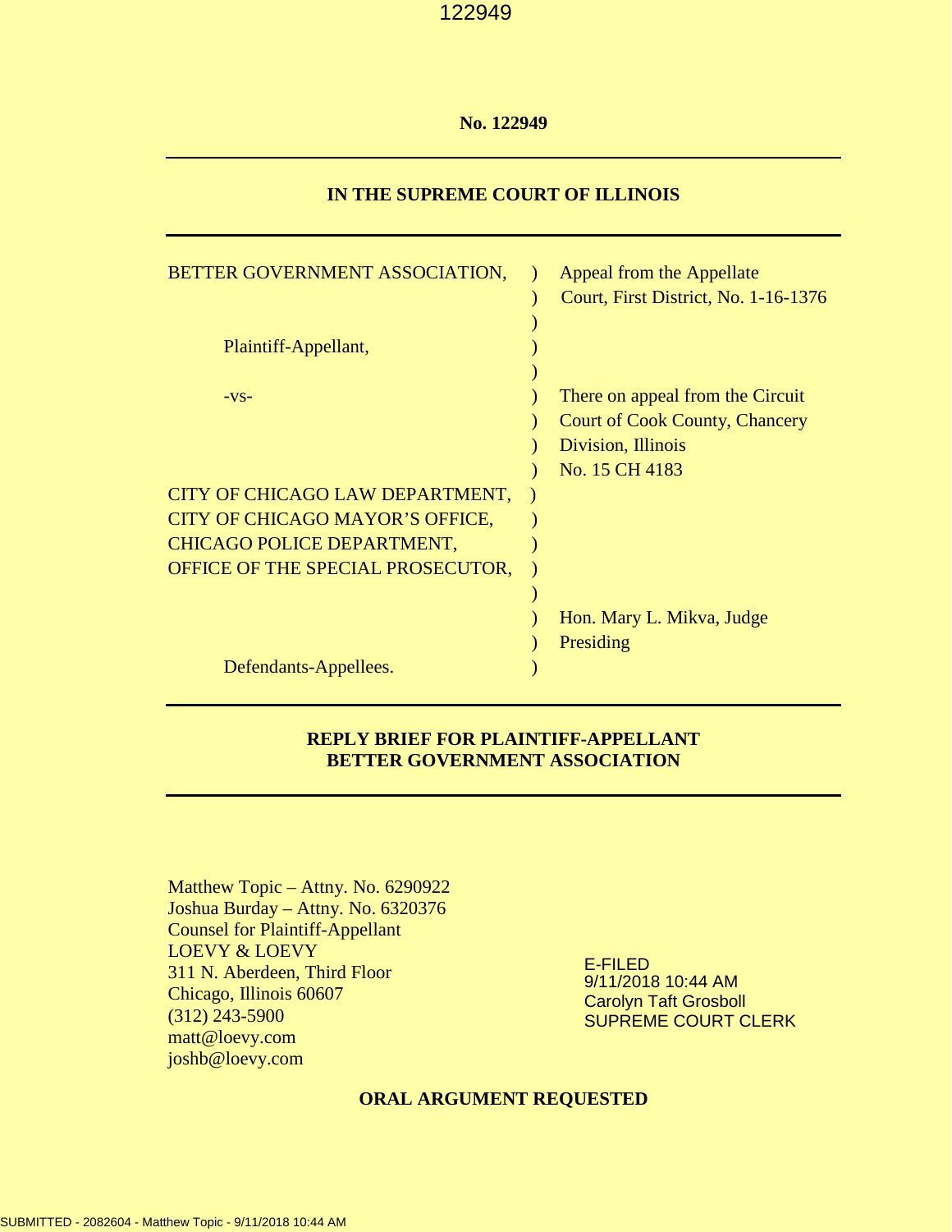**No. 122949**

---

**IN THE SUPREME COURT OF ILLINOIS**

---

| | | |
|---|---|---|
| BETTER GOVERNMENT ASSOCIATION, | ) | Appeal from the Appellate |
| | ) | Court, First District, No. 1-16-1376 |
| | ) | |
| Plaintiff-Appellant, | ) | |
| | ) | |
| -vs- | ) | There on appeal from the Circuit |
| | ) | Court of Cook County, Chancery |
| | ) | Division, Illinois |
| | ) | No. 15 CH 4183 |
| CITY OF CHICAGO LAW DEPARTMENT, | ) | |
| CITY OF CHICAGO MAYOR'S OFFICE, | ) | |
| CHICAGO POLICE DEPARTMENT, | ) | |
| OFFICE OF THE SPECIAL PROSECUTOR, | ) | |
| | ) | |
| | ) | Hon. Mary L. Mikva, Judge |
| | ) | Presiding |
| Defendants-Appellees. | ) | |

---

**REPLY BRIEF FOR PLAINTIFF-APPELLANT**
**BETTER GOVERNMENT ASSOCIATION**

---

Matthew Topic – Attny. No. 6290922
Joshua Burday – Attny. No. 6320376
Counsel for Plaintiff-Appellant
LOEVY & LOEVY
311 N. Aberdeen, Third Floor
Chicago, Illinois 60607
(312) 243-5900
matt@loevy.com
joshb@loevy.com

E-FILED
9/11/2018 10:44 AM
Carolyn Taft Grosboll
SUPREME COURT CLERK

**ORAL ARGUMENT REQUESTED**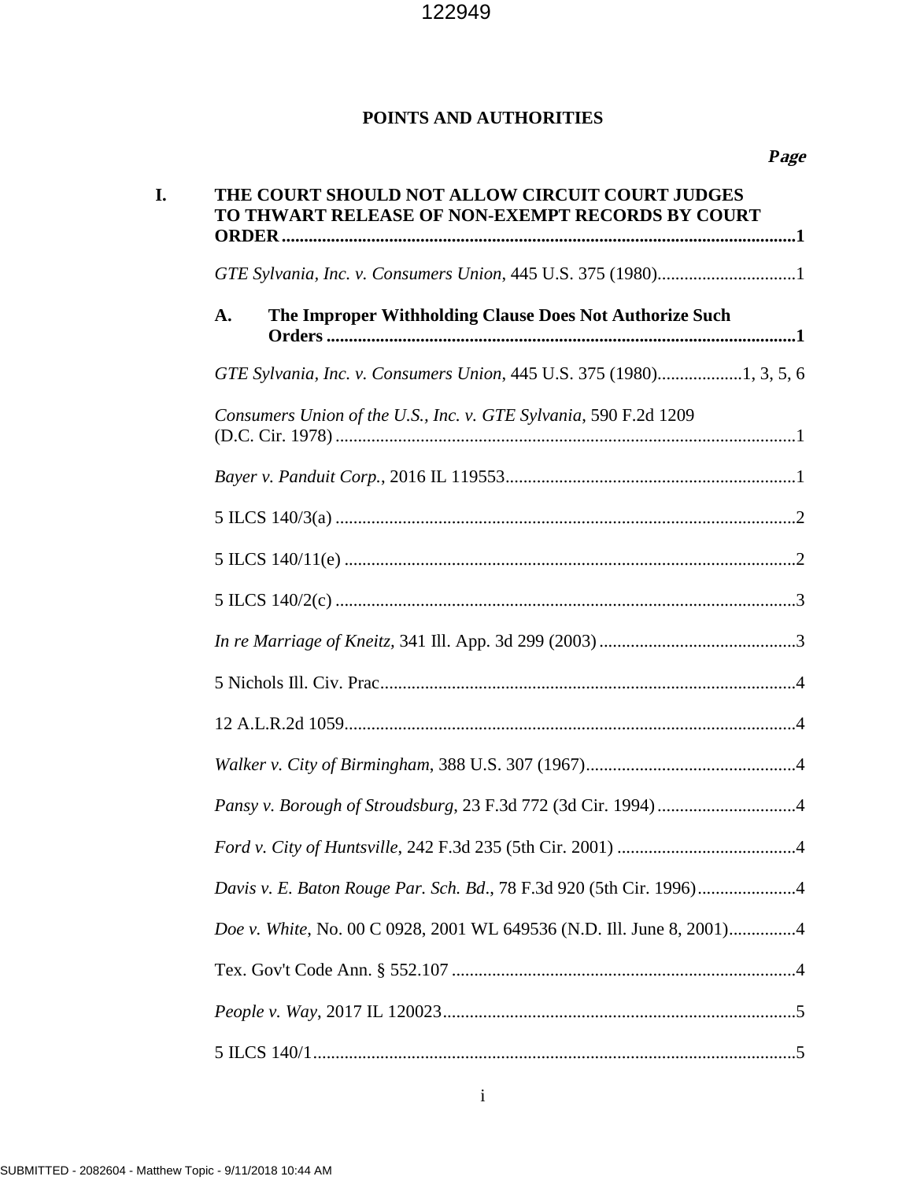# POINTS AND AUTHORITIES

***Page***

**I. THE COURT SHOULD NOT ALLOW CIRCUIT COURT JUDGES TO THWART RELEASE OF NON-EXEMPT RECORDS BY COURT ORDER**.......1

*GTE Sylvania, Inc. v. Consumers Union*, 445 U.S. 375 (1980).......1

**A. The Improper Withholding Clause Does Not Authorize Such Orders**.......1

*GTE Sylvania, Inc. v. Consumers Union*, 445 U.S. 375 (1980).......1, 3, 5, 6

*Consumers Union of the U.S., Inc. v. GTE Sylvania*, 590 F.2d 1209 (D.C. Cir. 1978).......1

*Bayer v. Panduit Corp.*, 2016 IL 119553.......1

5 ILCS 140/3(a).......2

5 ILCS 140/11(e).......2

5 ILCS 140/2(c).......3

*In re Marriage of Kneitz*, 341 Ill. App. 3d 299 (2003).......3

5 Nichols Ill. Civ. Prac.......4

12 A.L.R.2d 1059.......4

*Walker v. City of Birmingham*, 388 U.S. 307 (1967).......4

*Pansy v. Borough of Stroudsburg*, 23 F.3d 772 (3d Cir. 1994).......4

*Ford v. City of Huntsville*, 242 F.3d 235 (5th Cir. 2001).......4

*Davis v. E. Baton Rouge Par. Sch. Bd.*, 78 F.3d 920 (5th Cir. 1996).......4

*Doe v. White*, No. 00 C 0928, 2001 WL 649536 (N.D. Ill. June 8, 2001).......4

Tex. Gov't Code Ann. § 552.107.......4

*People v. Way*, 2017 IL 120023.......5

5 ILCS 140/1.......5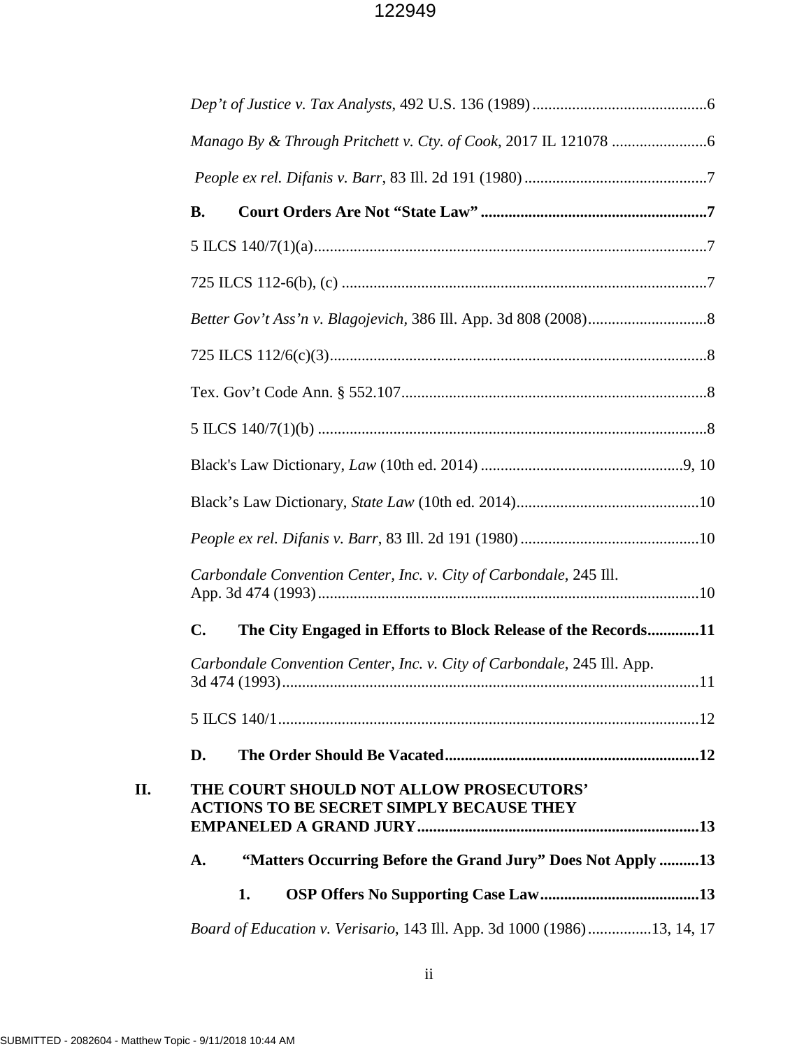*Dep't of Justice v. Tax Analysts*, 492 U.S. 136 (1989) ............................................6

*Manago By & Through Pritchett v. Cty. of Cook*, 2017 IL 121078 ........................6

*People ex rel. Difanis v. Barr*, 83 Ill. 2d 191 (1980) ..............................................7

**B. Court Orders Are Not "State Law"** .........................................................**7**

5 ILCS 140/7(1)(a)...................................................................................................7

725 ILCS 112-6(b), (c) ............................................................................................7

*Better Gov't Ass'n v. Blagojevich*, 386 Ill. App. 3d 808 (2008)..............................8

725 ILCS 112/6(c)(3)...............................................................................................8

Tex. Gov't Code Ann. § 552.107.............................................................................8

5 ILCS 140/7(1)(b) ..................................................................................................8

Black's Law Dictionary, *Law* (10th ed. 2014) ...................................................9, 10

Black's Law Dictionary, *State Law* (10th ed. 2014)..............................................10

*People ex rel. Difanis v. Barr*, 83 Ill. 2d 191 (1980) .............................................10

*Carbondale Convention Center, Inc. v. City of Carbondale*, 245 Ill. App. 3d 474 (1993)................................................................................................10

**C. The City Engaged in Efforts to Block Release of the Records.............11**

*Carbondale Convention Center, Inc. v. City of Carbondale*, 245 Ill. App. 3d 474 (1993).........................................................................................................11

5 ILCS 140/1..........................................................................................................12

**D. The Order Should Be Vacated...............................................................12**

**II. THE COURT SHOULD NOT ALLOW PROSECUTORS' ACTIONS TO BE SECRET SIMPLY BECAUSE THEY EMPANELED A GRAND JURY.......................................................................13**

**A. "Matters Occurring Before the Grand Jury" Does Not Apply ..........13**

**1. OSP Offers No Supporting Case Law........................................13**

*Board of Education v. Verisario*, 143 Ill. App. 3d 1000 (1986)................13, 14, 17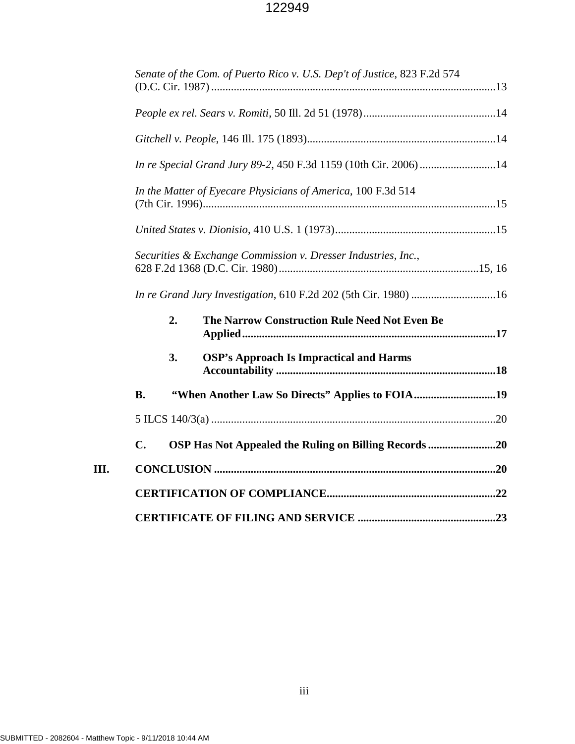*Senate of the Com. of Puerto Rico v. U.S. Dep't of Justice*, 823 F.2d 574 (D.C. Cir. 1987) ....................................................................................................13

*People ex rel. Sears v. Romiti*, 50 Ill. 2d 51 (1978)...............................................14

*Gitchell v. People*, 146 Ill. 175 (1893)..................................................................14

*In re Special Grand Jury 89-2*, 450 F.3d 1159 (10th Cir. 2006)...........................14

*In the Matter of Eyecare Physicians of America*, 100 F.3d 514 (7th Cir. 1996)........................................................................................................15

*United States v. Dionisio*, 410 U.S. 1 (1973).........................................................15

*Securities & Exchange Commission v. Dresser Industries, Inc.*, 628 F.2d 1368 (D.C. Cir. 1980).......................................................................15, 16

*In re Grand Jury Investigation*, 610 F.2d 202 (5th Cir. 1980) ..............................16

**2. The Narrow Construction Rule Need Not Even Be Applied.........................................................................................17**

**3. OSP's Approach Is Impractical and Harms Accountability .............................................................................18**

**B. "When Another Law So Directs" Applies to FOIA............................19**

5 ILCS 140/3(a) .....................................................................................................20

**C. OSP Has Not Appealed the Ruling on Billing Records ........................20**

**III. CONCLUSION ...................................................................................................20**

**CERTIFICATION OF COMPLIANCE...........................................................22**

**CERTIFICATE OF FILING AND SERVICE .................................................23**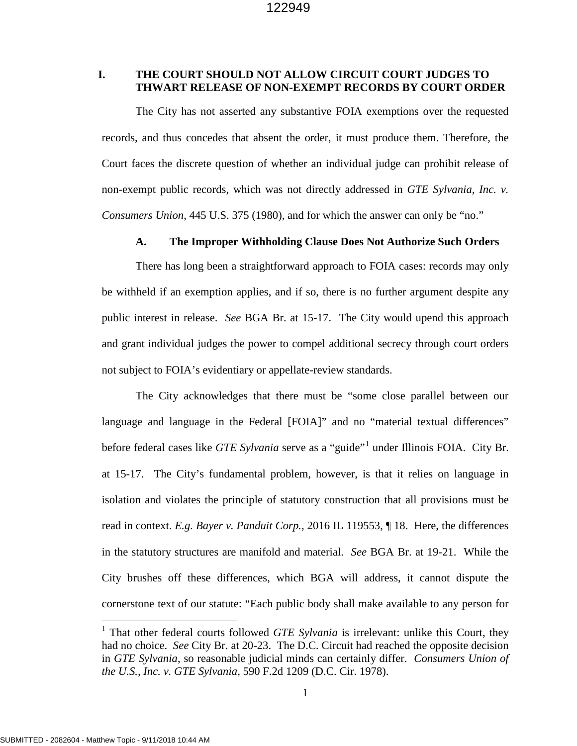## I. THE COURT SHOULD NOT ALLOW CIRCUIT COURT JUDGES TO THWART RELEASE OF NON-EXEMPT RECORDS BY COURT ORDER

The City has not asserted any substantive FOIA exemptions over the requested records, and thus concedes that absent the order, it must produce them. Therefore, the Court faces the discrete question of whether an individual judge can prohibit release of non-exempt public records, which was not directly addressed in *GTE Sylvania, Inc. v. Consumers Union*, 445 U.S. 375 (1980), and for which the answer can only be "no."

### A. The Improper Withholding Clause Does Not Authorize Such Orders

There has long been a straightforward approach to FOIA cases: records may only be withheld if an exemption applies, and if so, there is no further argument despite any public interest in release. *See* BGA Br. at 15-17. The City would upend this approach and grant individual judges the power to compel additional secrecy through court orders not subject to FOIA's evidentiary or appellate-review standards.

The City acknowledges that there must be "some close parallel between our language and language in the Federal [FOIA]" and no "material textual differences" before federal cases like *GTE Sylvania* serve as a "guide"[1] under Illinois FOIA. City Br. at 15-17. The City's fundamental problem, however, is that it relies on language in isolation and violates the principle of statutory construction that all provisions must be read in context. *E.g. Bayer v. Panduit Corp.*, 2016 IL 119553, ¶ 18. Here, the differences in the statutory structures are manifold and material. *See* BGA Br. at 19-21. While the City brushes off these differences, which BGA will address, it cannot dispute the cornerstone text of our statute: "Each public body shall make available to any person for

---

[1] That other federal courts followed *GTE Sylvania* is irrelevant: unlike this Court, they had no choice. *See* City Br. at 20-23. The D.C. Circuit had reached the opposite decision in *GTE Sylvania*, so reasonable judicial minds can certainly differ. *Consumers Union of the U.S., Inc. v. GTE Sylvania*, 590 F.2d 1209 (D.C. Cir. 1978).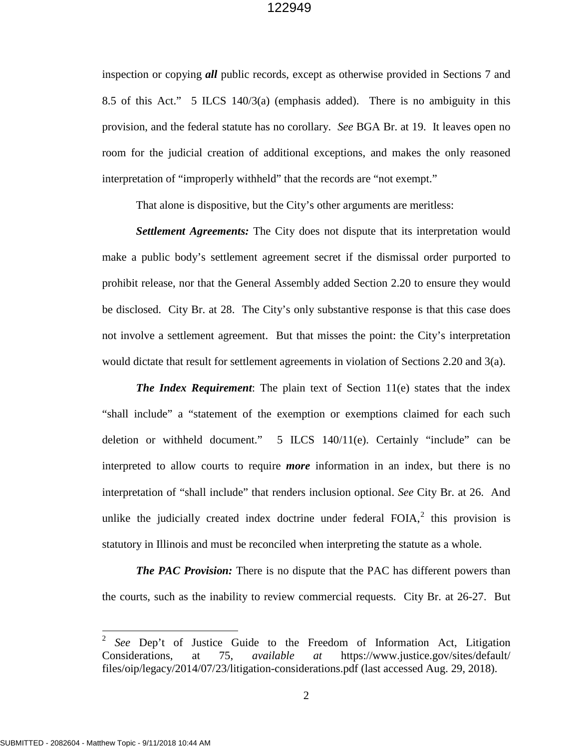inspection or copying ***all*** public records, except as otherwise provided in Sections 7 and 8.5 of this Act." 5 ILCS 140/3(a) (emphasis added). There is no ambiguity in this provision, and the federal statute has no corollary. *See* BGA Br. at 19. It leaves open no room for the judicial creation of additional exceptions, and makes the only reasoned interpretation of "improperly withheld" that the records are "not exempt."

That alone is dispositive, but the City's other arguments are meritless:

***Settlement Agreements:*** The City does not dispute that its interpretation would make a public body's settlement agreement secret if the dismissal order purported to prohibit release, nor that the General Assembly added Section 2.20 to ensure they would be disclosed. City Br. at 28. The City's only substantive response is that this case does not involve a settlement agreement. But that misses the point: the City's interpretation would dictate that result for settlement agreements in violation of Sections 2.20 and 3(a).

***The Index Requirement***: The plain text of Section 11(e) states that the index "shall include" a "statement of the exemption or exemptions claimed for each such deletion or withheld document." 5 ILCS 140/11(e). Certainly "include" can be interpreted to allow courts to require ***more*** information in an index, but there is no interpretation of "shall include" that renders inclusion optional. *See* City Br. at 26. And unlike the judicially created index doctrine under federal FOIA,[2] this provision is statutory in Illinois and must be reconciled when interpreting the statute as a whole.

***The PAC Provision:*** There is no dispute that the PAC has different powers than the courts, such as the inability to review commercial requests. City Br. at 26-27. But

---

[2] *See* Dep't of Justice Guide to the Freedom of Information Act, Litigation Considerations, at 75, *available at* https://www.justice.gov/sites/default/files/oip/legacy/2014/07/23/litigation-considerations.pdf (last accessed Aug. 29, 2018).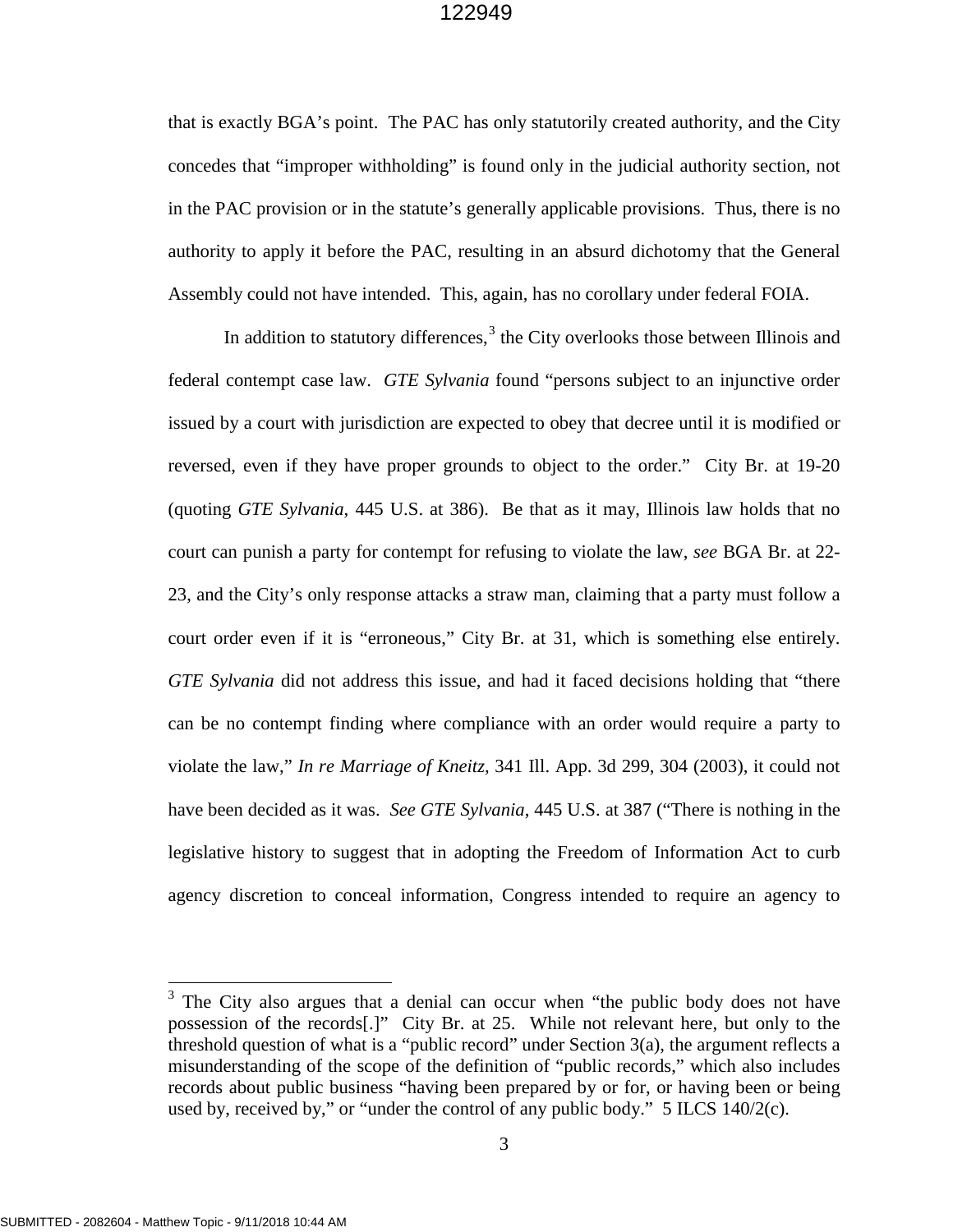that is exactly BGA's point. The PAC has only statutorily created authority, and the City concedes that "improper withholding" is found only in the judicial authority section, not in the PAC provision or in the statute's generally applicable provisions. Thus, there is no authority to apply it before the PAC, resulting in an absurd dichotomy that the General Assembly could not have intended. This, again, has no corollary under federal FOIA.

In addition to statutory differences,[3] the City overlooks those between Illinois and federal contempt case law. *GTE Sylvania* found "persons subject to an injunctive order issued by a court with jurisdiction are expected to obey that decree until it is modified or reversed, even if they have proper grounds to object to the order." City Br. at 19-20 (quoting *GTE Sylvania*, 445 U.S. at 386). Be that as it may, Illinois law holds that no court can punish a party for contempt for refusing to violate the law, *see* BGA Br. at 22-23, and the City's only response attacks a straw man, claiming that a party must follow a court order even if it is "erroneous," City Br. at 31, which is something else entirely. *GTE Sylvania* did not address this issue, and had it faced decisions holding that "there can be no contempt finding where compliance with an order would require a party to violate the law," *In re Marriage of Kneitz*, 341 Ill. App. 3d 299, 304 (2003), it could not have been decided as it was. *See GTE Sylvania*, 445 U.S. at 387 ("There is nothing in the legislative history to suggest that in adopting the Freedom of Information Act to curb agency discretion to conceal information, Congress intended to require an agency to

---

[3] The City also argues that a denial can occur when "the public body does not have possession of the records[.]" City Br. at 25. While not relevant here, but only to the threshold question of what is a "public record" under Section 3(a), the argument reflects a misunderstanding of the scope of the definition of "public records," which also includes records about public business "having been prepared by or for, or having been or being used by, received by," or "under the control of any public body." 5 ILCS 140/2(c).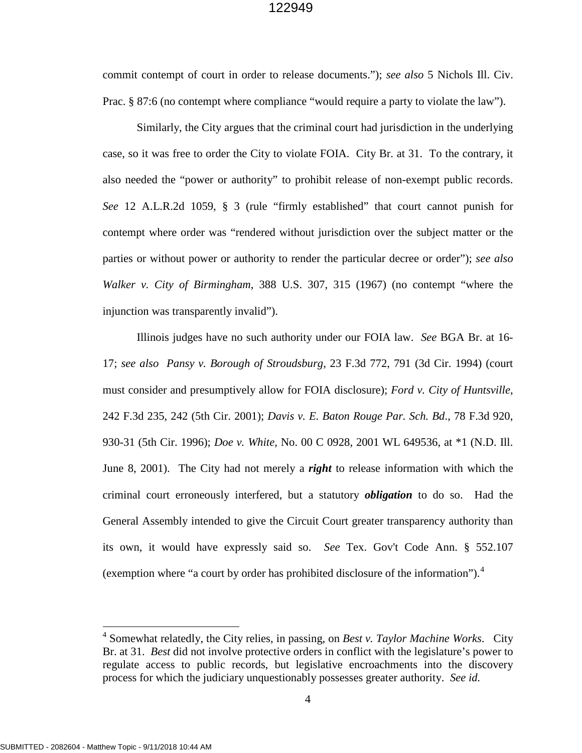commit contempt of court in order to release documents."); *see also* 5 Nichols Ill. Civ. Prac. § 87:6 (no contempt where compliance "would require a party to violate the law").

Similarly, the City argues that the criminal court had jurisdiction in the underlying case, so it was free to order the City to violate FOIA. City Br. at 31. To the contrary, it also needed the "power or authority" to prohibit release of non-exempt public records. *See* 12 A.L.R.2d 1059, § 3 (rule "firmly established" that court cannot punish for contempt where order was "rendered without jurisdiction over the subject matter or the parties or without power or authority to render the particular decree or order"); *see also* *Walker v. City of Birmingham*, 388 U.S. 307, 315 (1967) (no contempt "where the injunction was transparently invalid").

Illinois judges have no such authority under our FOIA law. *See* BGA Br. at 16-17; *see also* *Pansy v. Borough of Stroudsburg*, 23 F.3d 772, 791 (3d Cir. 1994) (court must consider and presumptively allow for FOIA disclosure); *Ford v. City of Huntsville*, 242 F.3d 235, 242 (5th Cir. 2001); *Davis v. E. Baton Rouge Par. Sch. Bd*., 78 F.3d 920, 930-31 (5th Cir. 1996); *Doe v. White*, No. 00 C 0928, 2001 WL 649536, at *1 (N.D. Ill. June 8, 2001). The City had not merely a ***right*** to release information with which the criminal court erroneously interfered, but a statutory ***obligation*** to do so. Had the General Assembly intended to give the Circuit Court greater transparency authority than its own, it would have expressly said so. *See* Tex. Gov't Code Ann. § 552.107 (exemption where "a court by order has prohibited disclosure of the information").[4]

---

[4] Somewhat relatedly, the City relies, in passing, on *Best v. Taylor Machine Works*. City Br. at 31. *Best* did not involve protective orders in conflict with the legislature's power to regulate access to public records, but legislative encroachments into the discovery process for which the judiciary unquestionably possesses greater authority. *See id.*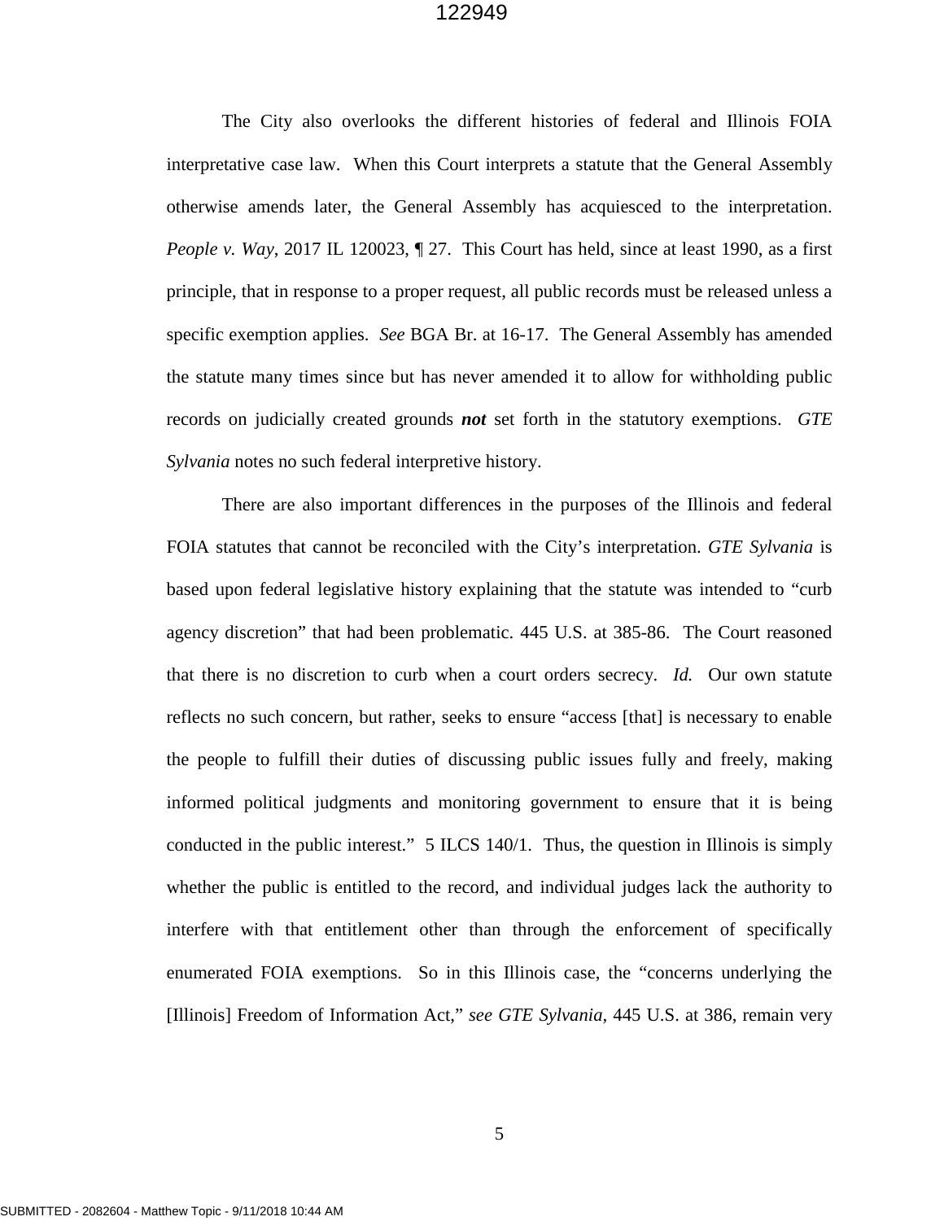The City also overlooks the different histories of federal and Illinois FOIA interpretative case law. When this Court interprets a statute that the General Assembly otherwise amends later, the General Assembly has acquiesced to the interpretation. *People v. Way*, 2017 IL 120023, ¶ 27. This Court has held, since at least 1990, as a first principle, that in response to a proper request, all public records must be released unless a specific exemption applies. *See* BGA Br. at 16-17. The General Assembly has amended the statute many times since but has never amended it to allow for withholding public records on judicially created grounds ***not*** set forth in the statutory exemptions. *GTE Sylvania* notes no such federal interpretive history.

There are also important differences in the purposes of the Illinois and federal FOIA statutes that cannot be reconciled with the City's interpretation. *GTE Sylvania* is based upon federal legislative history explaining that the statute was intended to "curb agency discretion" that had been problematic. 445 U.S. at 385-86. The Court reasoned that there is no discretion to curb when a court orders secrecy. *Id.* Our own statute reflects no such concern, but rather, seeks to ensure "access [that] is necessary to enable the people to fulfill their duties of discussing public issues fully and freely, making informed political judgments and monitoring government to ensure that it is being conducted in the public interest." 5 ILCS 140/1. Thus, the question in Illinois is simply whether the public is entitled to the record, and individual judges lack the authority to interfere with that entitlement other than through the enforcement of specifically enumerated FOIA exemptions. So in this Illinois case, the "concerns underlying the [Illinois] Freedom of Information Act," *see GTE Sylvania*, 445 U.S. at 386, remain very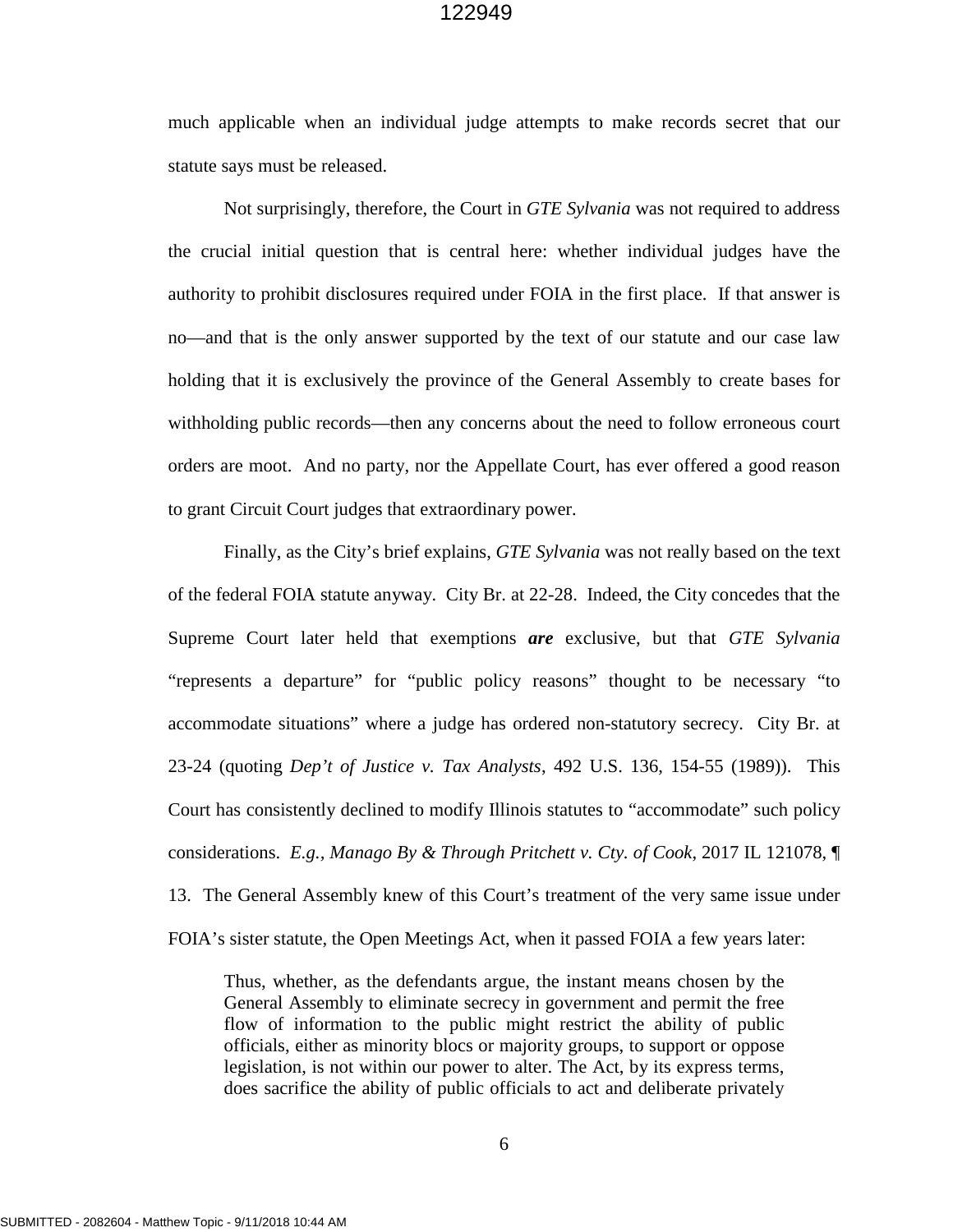much applicable when an individual judge attempts to make records secret that our statute says must be released.

Not surprisingly, therefore, the Court in *GTE Sylvania* was not required to address the crucial initial question that is central here: whether individual judges have the authority to prohibit disclosures required under FOIA in the first place. If that answer is no—and that is the only answer supported by the text of our statute and our case law holding that it is exclusively the province of the General Assembly to create bases for withholding public records—then any concerns about the need to follow erroneous court orders are moot. And no party, nor the Appellate Court, has ever offered a good reason to grant Circuit Court judges that extraordinary power.

Finally, as the City's brief explains, *GTE Sylvania* was not really based on the text of the federal FOIA statute anyway. City Br. at 22-28. Indeed, the City concedes that the Supreme Court later held that exemptions ***are*** exclusive, but that *GTE Sylvania* "represents a departure" for "public policy reasons" thought to be necessary "to accommodate situations" where a judge has ordered non-statutory secrecy. City Br. at 23-24 (quoting *Dep't of Justice v. Tax Analysts*, 492 U.S. 136, 154-55 (1989)). This Court has consistently declined to modify Illinois statutes to "accommodate" such policy considerations. *E.g.*, *Manago By & Through Pritchett v. Cty. of Cook*, 2017 IL 121078, ¶ 13. The General Assembly knew of this Court's treatment of the very same issue under FOIA's sister statute, the Open Meetings Act, when it passed FOIA a few years later:

> Thus, whether, as the defendants argue, the instant means chosen by the General Assembly to eliminate secrecy in government and permit the free flow of information to the public might restrict the ability of public officials, either as minority blocs or majority groups, to support or oppose legislation, is not within our power to alter. The Act, by its express terms, does sacrifice the ability of public officials to act and deliberate privately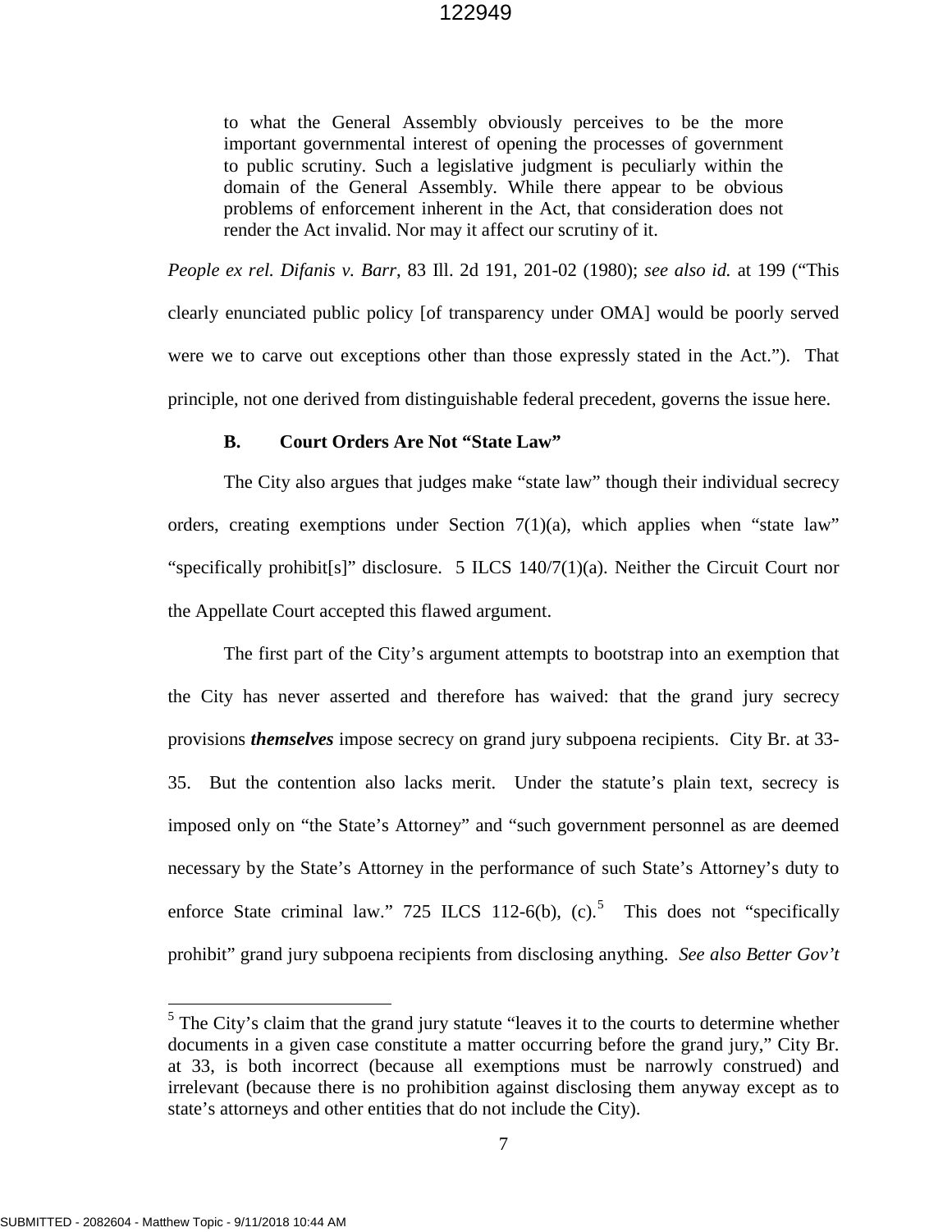> to what the General Assembly obviously perceives to be the more important governmental interest of opening the processes of government to public scrutiny. Such a legislative judgment is peculiarly within the domain of the General Assembly. While there appear to be obvious problems of enforcement inherent in the Act, that consideration does not render the Act invalid. Nor may it affect our scrutiny of it.

*People ex rel. Difanis v. Barr*, 83 Ill. 2d 191, 201-02 (1980); *see also id.* at 199 ("This clearly enunciated public policy [of transparency under OMA] would be poorly served were we to carve out exceptions other than those expressly stated in the Act."). That principle, not one derived from distinguishable federal precedent, governs the issue here.

### B. Court Orders Are Not "State Law"

The City also argues that judges make "state law" though their individual secrecy orders, creating exemptions under Section 7(1)(a), which applies when "state law" "specifically prohibit[s]" disclosure. 5 ILCS 140/7(1)(a). Neither the Circuit Court nor the Appellate Court accepted this flawed argument.

The first part of the City's argument attempts to bootstrap into an exemption that the City has never asserted and therefore has waived: that the grand jury secrecy provisions ***themselves*** impose secrecy on grand jury subpoena recipients. City Br. at 33-35. But the contention also lacks merit. Under the statute's plain text, secrecy is imposed only on "the State's Attorney" and "such government personnel as are deemed necessary by the State's Attorney in the performance of such State's Attorney's duty to enforce State criminal law." 725 ILCS 112-6(b), (c).[5] This does not "specifically prohibit" grand jury subpoena recipients from disclosing anything. *See also Better Gov't*

[5] The City's claim that the grand jury statute "leaves it to the courts to determine whether documents in a given case constitute a matter occurring before the grand jury," City Br. at 33, is both incorrect (because all exemptions must be narrowly construed) and irrelevant (because there is no prohibition against disclosing them anyway except as to state's attorneys and other entities that do not include the City).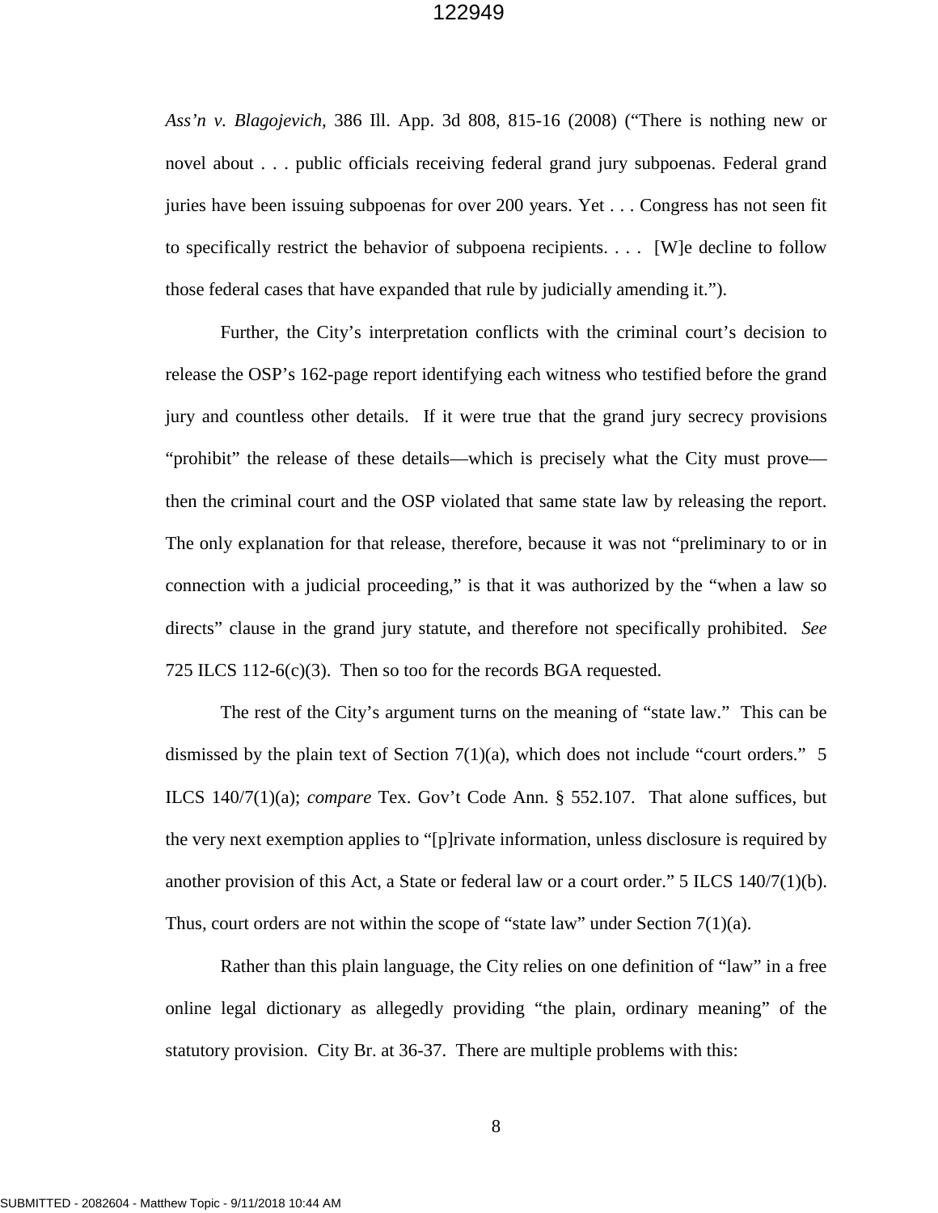*Ass'n v. Blagojevich*, 386 Ill. App. 3d 808, 815-16 (2008) ("There is nothing new or novel about . . . public officials receiving federal grand jury subpoenas. Federal grand juries have been issuing subpoenas for over 200 years. Yet . . . Congress has not seen fit to specifically restrict the behavior of subpoena recipients. . . . [W]e decline to follow those federal cases that have expanded that rule by judicially amending it.").

Further, the City's interpretation conflicts with the criminal court's decision to release the OSP's 162-page report identifying each witness who testified before the grand jury and countless other details. If it were true that the grand jury secrecy provisions "prohibit" the release of these details—which is precisely what the City must prove—then the criminal court and the OSP violated that same state law by releasing the report. The only explanation for that release, therefore, because it was not "preliminary to or in connection with a judicial proceeding," is that it was authorized by the "when a law so directs" clause in the grand jury statute, and therefore not specifically prohibited. *See* 725 ILCS 112-6(c)(3). Then so too for the records BGA requested.

The rest of the City's argument turns on the meaning of "state law." This can be dismissed by the plain text of Section 7(1)(a), which does not include "court orders." 5 ILCS 140/7(1)(a); *compare* Tex. Gov't Code Ann. § 552.107. That alone suffices, but the very next exemption applies to "[p]rivate information, unless disclosure is required by another provision of this Act, a State or federal law or a court order." 5 ILCS 140/7(1)(b). Thus, court orders are not within the scope of "state law" under Section 7(1)(a).

Rather than this plain language, the City relies on one definition of "law" in a free online legal dictionary as allegedly providing "the plain, ordinary meaning" of the statutory provision. City Br. at 36-37. There are multiple problems with this: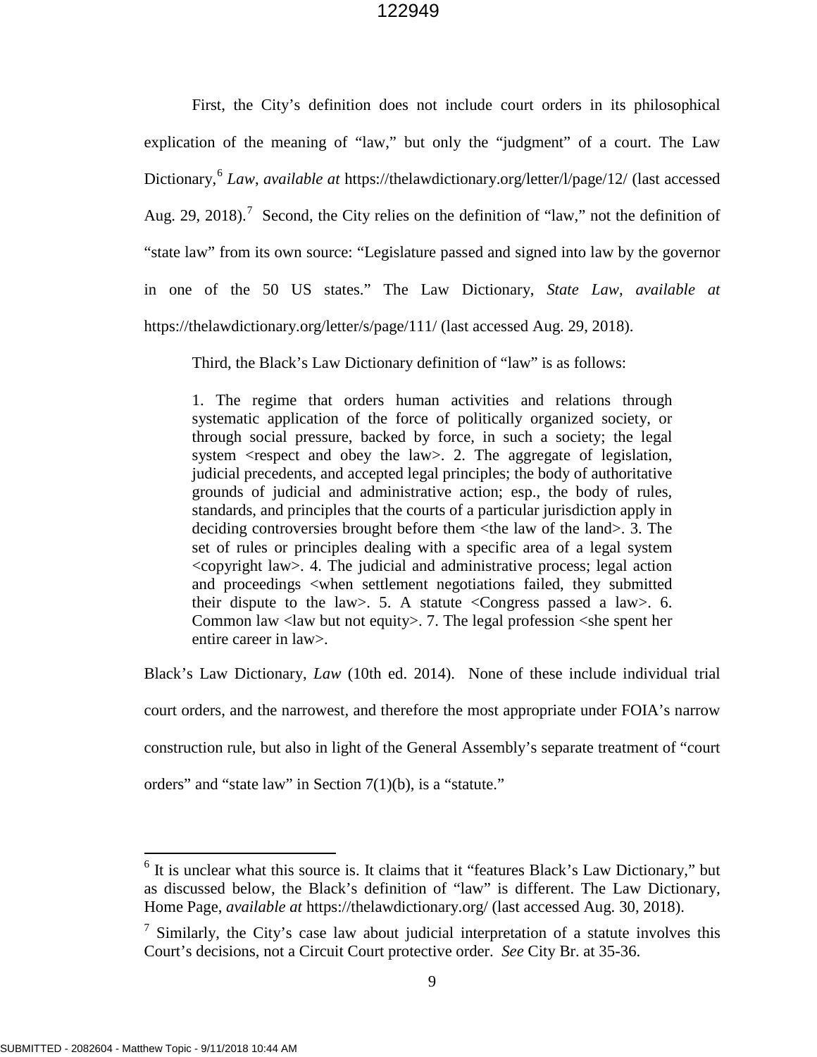First, the City's definition does not include court orders in its philosophical explication of the meaning of "law," but only the "judgment" of a court. The Law Dictionary,[6] *Law*, *available at* https://thelawdictionary.org/letter/l/page/12/ (last accessed Aug. 29, 2018).[7] Second, the City relies on the definition of "law," not the definition of "state law" from its own source: "Legislature passed and signed into law by the governor in one of the 50 US states." The Law Dictionary, *State Law*, *available at* https://thelawdictionary.org/letter/s/page/111/ (last accessed Aug. 29, 2018).

Third, the Black's Law Dictionary definition of "law" is as follows:

> 1. The regime that orders human activities and relations through systematic application of the force of politically organized society, or through social pressure, backed by force, in such a society; the legal system <respect and obey the law>. 2. The aggregate of legislation, judicial precedents, and accepted legal principles; the body of authoritative grounds of judicial and administrative action; esp., the body of rules, standards, and principles that the courts of a particular jurisdiction apply in deciding controversies brought before them <the law of the land>. 3. The set of rules or principles dealing with a specific area of a legal system <copyright law>. 4. The judicial and administrative process; legal action and proceedings <when settlement negotiations failed, they submitted their dispute to the law>. 5. A statute <Congress passed a law>. 6. Common law <law but not equity>. 7. The legal profession <she spent her entire career in law>.

Black's Law Dictionary, *Law* (10th ed. 2014). None of these include individual trial court orders, and the narrowest, and therefore the most appropriate under FOIA's narrow construction rule, but also in light of the General Assembly's separate treatment of "court orders" and "state law" in Section 7(1)(b), is a "statute."

---

[6] It is unclear what this source is. It claims that it "features Black's Law Dictionary," but as discussed below, the Black's definition of "law" is different. The Law Dictionary, Home Page, *available at* https://thelawdictionary.org/ (last accessed Aug. 30, 2018).

[7] Similarly, the City's case law about judicial interpretation of a statute involves this Court's decisions, not a Circuit Court protective order. *See* City Br. at 35-36.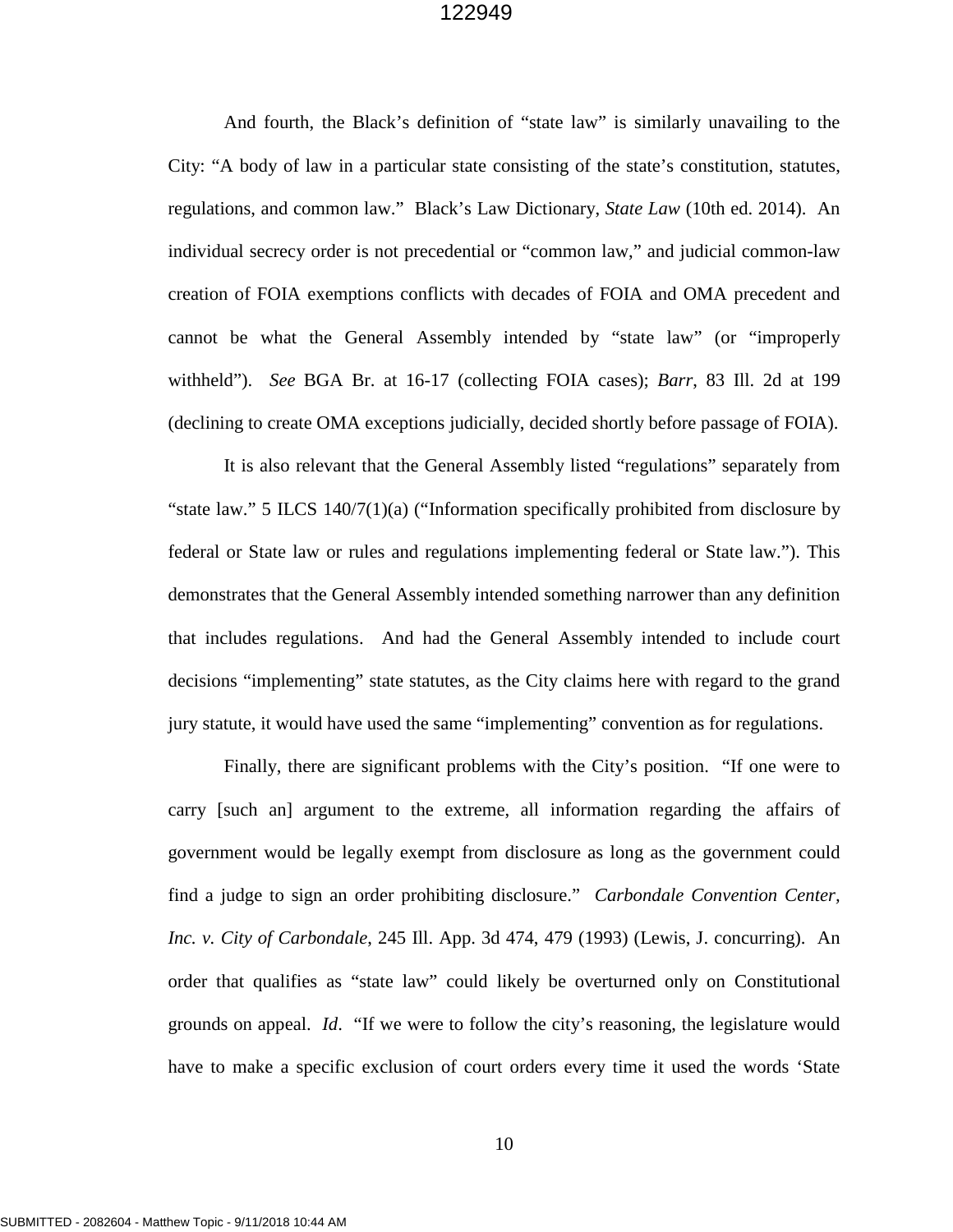And fourth, the Black's definition of "state law" is similarly unavailing to the City: "A body of law in a particular state consisting of the state's constitution, statutes, regulations, and common law." Black's Law Dictionary, *State Law* (10th ed. 2014). An individual secrecy order is not precedential or "common law," and judicial common-law creation of FOIA exemptions conflicts with decades of FOIA and OMA precedent and cannot be what the General Assembly intended by "state law" (or "improperly withheld"). *See* BGA Br. at 16-17 (collecting FOIA cases); *Barr*, 83 Ill. 2d at 199 (declining to create OMA exceptions judicially, decided shortly before passage of FOIA).

It is also relevant that the General Assembly listed "regulations" separately from "state law." 5 ILCS 140/7(1)(a) ("Information specifically prohibited from disclosure by federal or State law or rules and regulations implementing federal or State law."). This demonstrates that the General Assembly intended something narrower than any definition that includes regulations. And had the General Assembly intended to include court decisions "implementing" state statutes, as the City claims here with regard to the grand jury statute, it would have used the same "implementing" convention as for regulations.

Finally, there are significant problems with the City's position. "If one were to carry [such an] argument to the extreme, all information regarding the affairs of government would be legally exempt from disclosure as long as the government could find a judge to sign an order prohibiting disclosure." *Carbondale Convention Center, Inc. v. City of Carbondale*, 245 Ill. App. 3d 474, 479 (1993) (Lewis, J. concurring). An order that qualifies as "state law" could likely be overturned only on Constitutional grounds on appeal. *Id*. "If we were to follow the city's reasoning, the legislature would have to make a specific exclusion of court orders every time it used the words 'State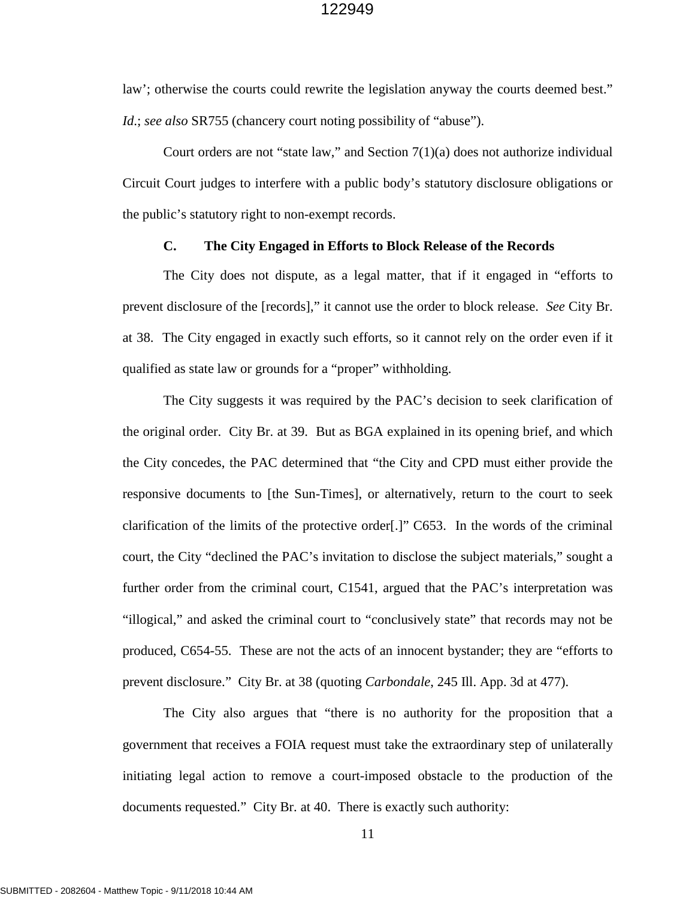law'; otherwise the courts could rewrite the legislation anyway the courts deemed best." *Id.*; *see also* SR755 (chancery court noting possibility of "abuse").

Court orders are not "state law," and Section 7(1)(a) does not authorize individual Circuit Court judges to interfere with a public body's statutory disclosure obligations or the public's statutory right to non-exempt records.

### C. The City Engaged in Efforts to Block Release of the Records

The City does not dispute, as a legal matter, that if it engaged in "efforts to prevent disclosure of the [records]," it cannot use the order to block release. *See* City Br. at 38. The City engaged in exactly such efforts, so it cannot rely on the order even if it qualified as state law or grounds for a "proper" withholding.

The City suggests it was required by the PAC's decision to seek clarification of the original order. City Br. at 39. But as BGA explained in its opening brief, and which the City concedes, the PAC determined that "the City and CPD must either provide the responsive documents to [the Sun-Times], or alternatively, return to the court to seek clarification of the limits of the protective order[.]" C653. In the words of the criminal court, the City "declined the PAC's invitation to disclose the subject materials," sought a further order from the criminal court, C1541, argued that the PAC's interpretation was "illogical," and asked the criminal court to "conclusively state" that records may not be produced, C654-55. These are not the acts of an innocent bystander; they are "efforts to prevent disclosure." City Br. at 38 (quoting *Carbondale*, 245 Ill. App. 3d at 477).

The City also argues that "there is no authority for the proposition that a government that receives a FOIA request must take the extraordinary step of unilaterally initiating legal action to remove a court-imposed obstacle to the production of the documents requested." City Br. at 40. There is exactly such authority: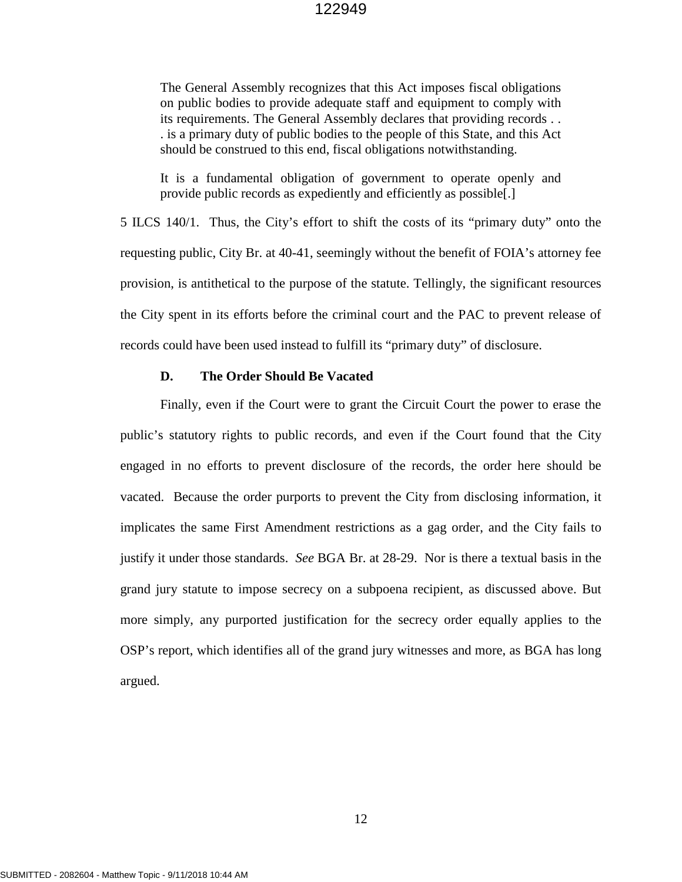> The General Assembly recognizes that this Act imposes fiscal obligations on public bodies to provide adequate staff and equipment to comply with its requirements. The General Assembly declares that providing records . . . is a primary duty of public bodies to the people of this State, and this Act should be construed to this end, fiscal obligations notwithstanding.
>
> It is a fundamental obligation of government to operate openly and provide public records as expediently and efficiently as possible[.]

5 ILCS 140/1. Thus, the City's effort to shift the costs of its "primary duty" onto the requesting public, City Br. at 40-41, seemingly without the benefit of FOIA's attorney fee provision, is antithetical to the purpose of the statute. Tellingly, the significant resources the City spent in its efforts before the criminal court and the PAC to prevent release of records could have been used instead to fulfill its "primary duty" of disclosure.

### D. The Order Should Be Vacated

Finally, even if the Court were to grant the Circuit Court the power to erase the public's statutory rights to public records, and even if the Court found that the City engaged in no efforts to prevent disclosure of the records, the order here should be vacated. Because the order purports to prevent the City from disclosing information, it implicates the same First Amendment restrictions as a gag order, and the City fails to justify it under those standards. *See* BGA Br. at 28-29. Nor is there a textual basis in the grand jury statute to impose secrecy on a subpoena recipient, as discussed above. But more simply, any purported justification for the secrecy order equally applies to the OSP's report, which identifies all of the grand jury witnesses and more, as BGA has long argued.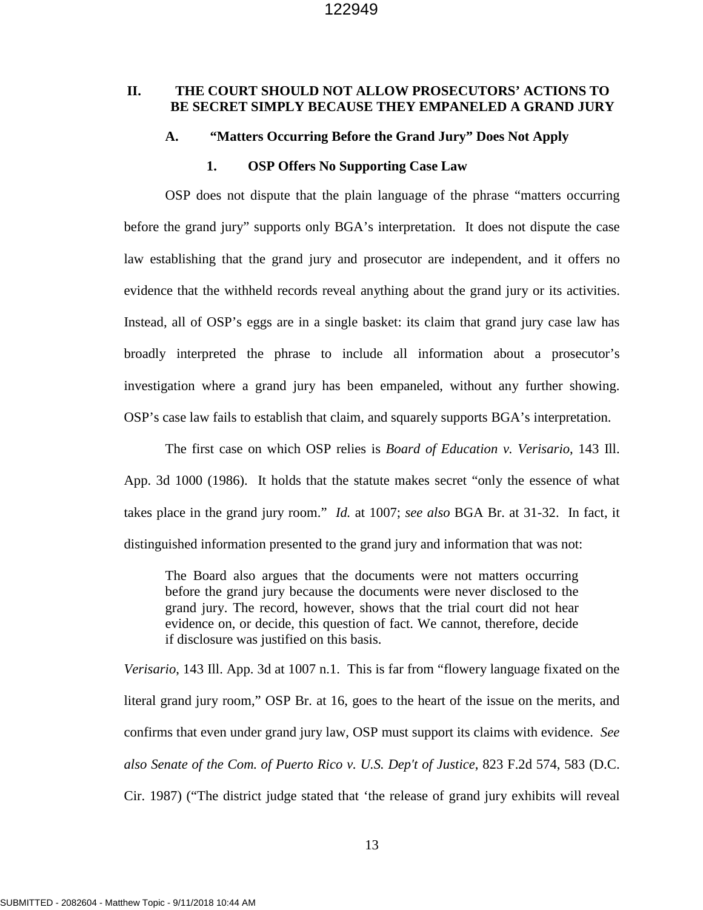## II. THE COURT SHOULD NOT ALLOW PROSECUTORS' ACTIONS TO BE SECRET SIMPLY BECAUSE THEY EMPANELED A GRAND JURY

### A. "Matters Occurring Before the Grand Jury" Does Not Apply

#### 1. OSP Offers No Supporting Case Law

OSP does not dispute that the plain language of the phrase "matters occurring before the grand jury" supports only BGA's interpretation. It does not dispute the case law establishing that the grand jury and prosecutor are independent, and it offers no evidence that the withheld records reveal anything about the grand jury or its activities. Instead, all of OSP's eggs are in a single basket: its claim that grand jury case law has broadly interpreted the phrase to include all information about a prosecutor's investigation where a grand jury has been empaneled, without any further showing. OSP's case law fails to establish that claim, and squarely supports BGA's interpretation.

The first case on which OSP relies is *Board of Education v. Verisario*, 143 Ill. App. 3d 1000 (1986). It holds that the statute makes secret "only the essence of what takes place in the grand jury room." *Id.* at 1007; *see also* BGA Br. at 31-32. In fact, it distinguished information presented to the grand jury and information that was not:

> The Board also argues that the documents were not matters occurring before the grand jury because the documents were never disclosed to the grand jury. The record, however, shows that the trial court did not hear evidence on, or decide, this question of fact. We cannot, therefore, decide if disclosure was justified on this basis.

*Verisario*, 143 Ill. App. 3d at 1007 n.1. This is far from "flowery language fixated on the literal grand jury room," OSP Br. at 16, goes to the heart of the issue on the merits, and confirms that even under grand jury law, OSP must support its claims with evidence. *See also Senate of the Com. of Puerto Rico v. U.S. Dep't of Justice*, 823 F.2d 574, 583 (D.C. Cir. 1987) ("The district judge stated that 'the release of grand jury exhibits will reveal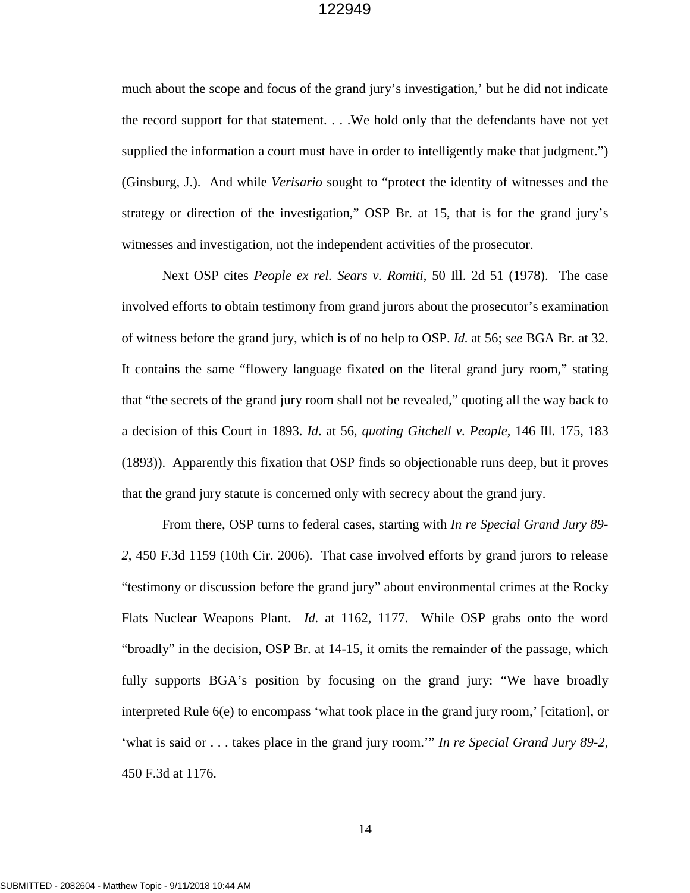much about the scope and focus of the grand jury's investigation,' but he did not indicate the record support for that statement. . . .We hold only that the defendants have not yet supplied the information a court must have in order to intelligently make that judgment.") (Ginsburg, J.). And while *Verisario* sought to "protect the identity of witnesses and the strategy or direction of the investigation," OSP Br. at 15, that is for the grand jury's witnesses and investigation, not the independent activities of the prosecutor.

Next OSP cites *People ex rel. Sears v. Romiti*, 50 Ill. 2d 51 (1978). The case involved efforts to obtain testimony from grand jurors about the prosecutor's examination of witness before the grand jury, which is of no help to OSP. *Id.* at 56; *see* BGA Br. at 32. It contains the same "flowery language fixated on the literal grand jury room," stating that "the secrets of the grand jury room shall not be revealed," quoting all the way back to a decision of this Court in 1893. *Id.* at 56, *quoting Gitchell v. People*, 146 Ill. 175, 183 (1893)). Apparently this fixation that OSP finds so objectionable runs deep, but it proves that the grand jury statute is concerned only with secrecy about the grand jury.

From there, OSP turns to federal cases, starting with *In re Special Grand Jury 89-2*, 450 F.3d 1159 (10th Cir. 2006). That case involved efforts by grand jurors to release "testimony or discussion before the grand jury" about environmental crimes at the Rocky Flats Nuclear Weapons Plant. *Id.* at 1162, 1177. While OSP grabs onto the word "broadly" in the decision, OSP Br. at 14-15, it omits the remainder of the passage, which fully supports BGA's position by focusing on the grand jury: "We have broadly interpreted Rule 6(e) to encompass 'what took place in the grand jury room,' [citation], or 'what is said or . . . takes place in the grand jury room.'" *In re Special Grand Jury 89-2*, 450 F.3d at 1176.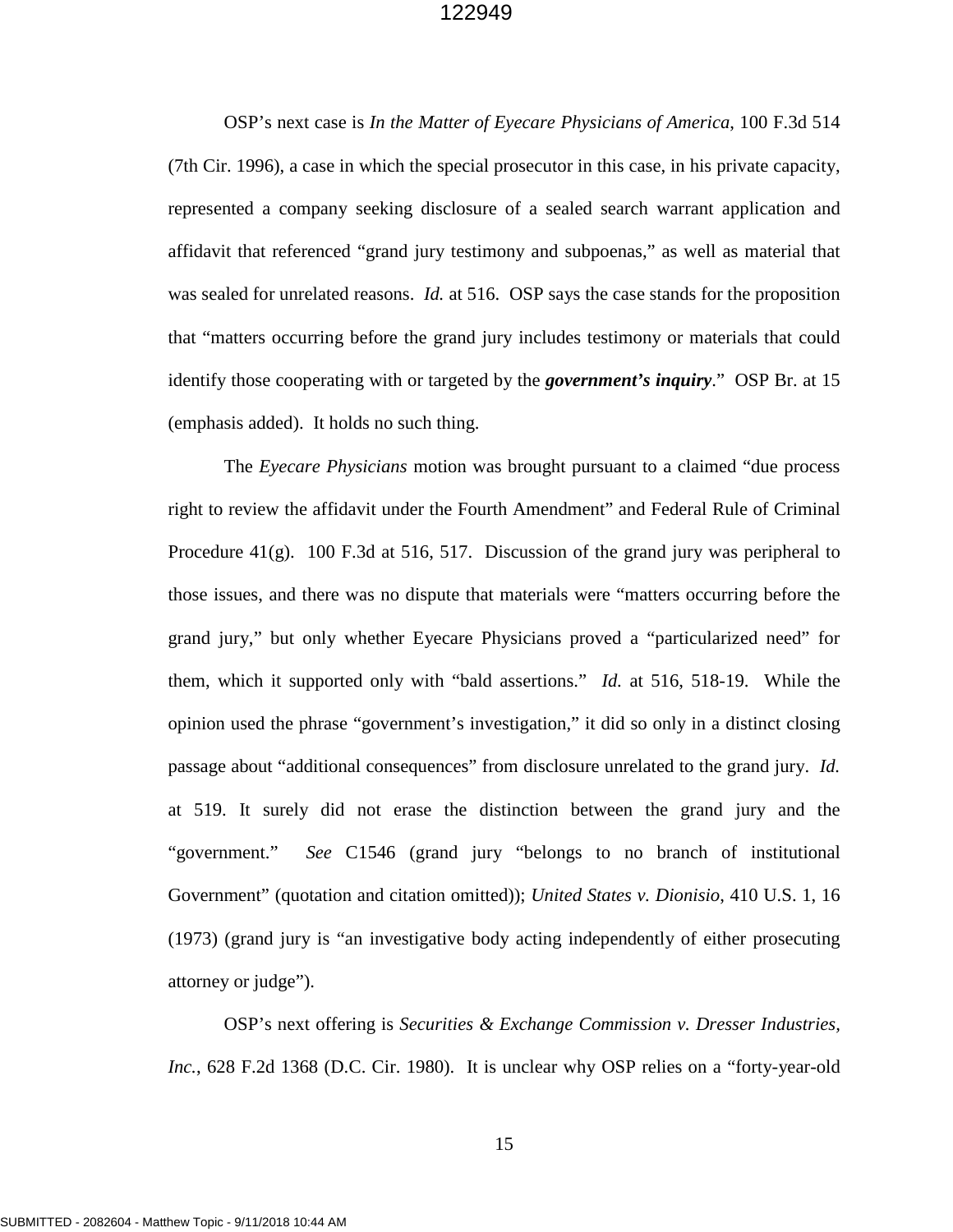OSP's next case is *In the Matter of Eyecare Physicians of America*, 100 F.3d 514 (7th Cir. 1996), a case in which the special prosecutor in this case, in his private capacity, represented a company seeking disclosure of a sealed search warrant application and affidavit that referenced "grand jury testimony and subpoenas," as well as material that was sealed for unrelated reasons. *Id.* at 516. OSP says the case stands for the proposition that "matters occurring before the grand jury includes testimony or materials that could identify those cooperating with or targeted by the ***government's inquiry***." OSP Br. at 15 (emphasis added). It holds no such thing.

The *Eyecare Physicians* motion was brought pursuant to a claimed "due process right to review the affidavit under the Fourth Amendment" and Federal Rule of Criminal Procedure 41(g). 100 F.3d at 516, 517. Discussion of the grand jury was peripheral to those issues, and there was no dispute that materials were "matters occurring before the grand jury," but only whether Eyecare Physicians proved a "particularized need" for them, which it supported only with "bald assertions." *Id.* at 516, 518-19. While the opinion used the phrase "government's investigation," it did so only in a distinct closing passage about "additional consequences" from disclosure unrelated to the grand jury. *Id.* at 519. It surely did not erase the distinction between the grand jury and the "government." *See* C1546 (grand jury "belongs to no branch of institutional Government" (quotation and citation omitted)); *United States v. Dionisio*, 410 U.S. 1, 16 (1973) (grand jury is "an investigative body acting independently of either prosecuting attorney or judge").

OSP's next offering is *Securities & Exchange Commission v. Dresser Industries, Inc.*, 628 F.2d 1368 (D.C. Cir. 1980). It is unclear why OSP relies on a "forty-year-old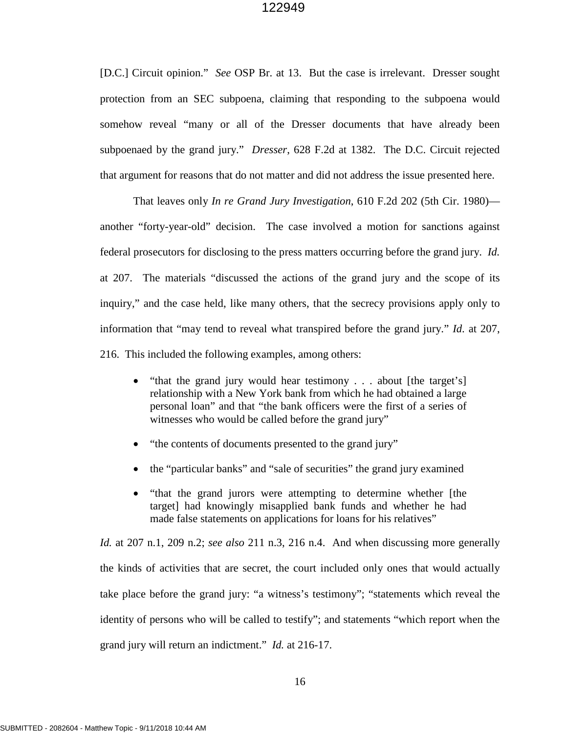[D.C.] Circuit opinion." *See* OSP Br. at 13. But the case is irrelevant. Dresser sought protection from an SEC subpoena, claiming that responding to the subpoena would somehow reveal "many or all of the Dresser documents that have already been subpoenaed by the grand jury." *Dresser*, 628 F.2d at 1382. The D.C. Circuit rejected that argument for reasons that do not matter and did not address the issue presented here.

That leaves only *In re Grand Jury Investigation*, 610 F.2d 202 (5th Cir. 1980)—another "forty-year-old" decision. The case involved a motion for sanctions against federal prosecutors for disclosing to the press matters occurring before the grand jury. *Id.* at 207. The materials "discussed the actions of the grand jury and the scope of its inquiry," and the case held, like many others, that the secrecy provisions apply only to information that "may tend to reveal what transpired before the grand jury." *Id.* at 207, 216. This included the following examples, among others:

- "that the grand jury would hear testimony . . . about [the target's] relationship with a New York bank from which he had obtained a large personal loan" and that "the bank officers were the first of a series of witnesses who would be called before the grand jury"
- "the contents of documents presented to the grand jury"
- the "particular banks" and "sale of securities" the grand jury examined
- "that the grand jurors were attempting to determine whether [the target] had knowingly misapplied bank funds and whether he had made false statements on applications for loans for his relatives"

*Id.* at 207 n.1, 209 n.2; *see also* 211 n.3, 216 n.4. And when discussing more generally the kinds of activities that are secret, the court included only ones that would actually take place before the grand jury: "a witness's testimony"; "statements which reveal the identity of persons who will be called to testify"; and statements "which report when the grand jury will return an indictment." *Id.* at 216-17.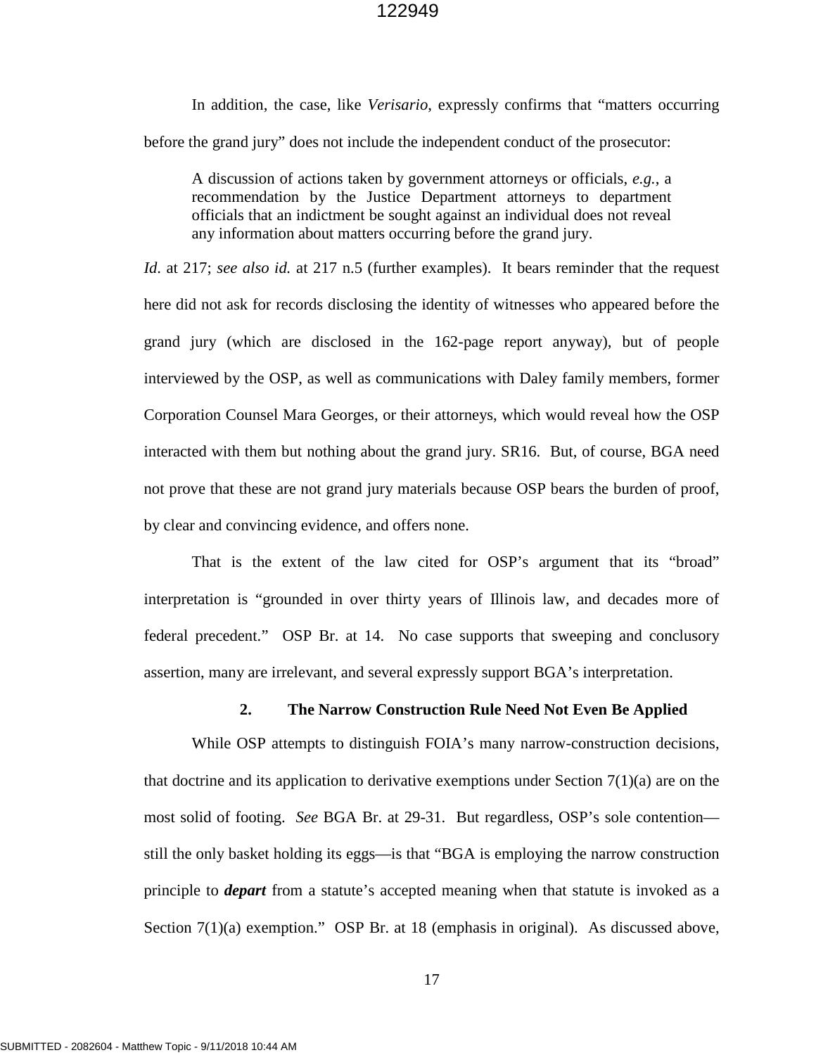In addition, the case, like *Verisario*, expressly confirms that "matters occurring before the grand jury" does not include the independent conduct of the prosecutor:

> A discussion of actions taken by government attorneys or officials, *e.g.*, a recommendation by the Justice Department attorneys to department officials that an indictment be sought against an individual does not reveal any information about matters occurring before the grand jury.

*Id*. at 217; *see also id.* at 217 n.5 (further examples). It bears reminder that the request here did not ask for records disclosing the identity of witnesses who appeared before the grand jury (which are disclosed in the 162-page report anyway), but of people interviewed by the OSP, as well as communications with Daley family members, former Corporation Counsel Mara Georges, or their attorneys, which would reveal how the OSP interacted with them but nothing about the grand jury. SR16. But, of course, BGA need not prove that these are not grand jury materials because OSP bears the burden of proof, by clear and convincing evidence, and offers none.

That is the extent of the law cited for OSP's argument that its "broad" interpretation is "grounded in over thirty years of Illinois law, and decades more of federal precedent." OSP Br. at 14. No case supports that sweeping and conclusory assertion, many are irrelevant, and several expressly support BGA's interpretation.

### 2. The Narrow Construction Rule Need Not Even Be Applied

While OSP attempts to distinguish FOIA's many narrow-construction decisions, that doctrine and its application to derivative exemptions under Section 7(1)(a) are on the most solid of footing. *See* BGA Br. at 29-31. But regardless, OSP's sole contention—still the only basket holding its eggs—is that "BGA is employing the narrow construction principle to ***depart*** from a statute's accepted meaning when that statute is invoked as a Section 7(1)(a) exemption." OSP Br. at 18 (emphasis in original). As discussed above,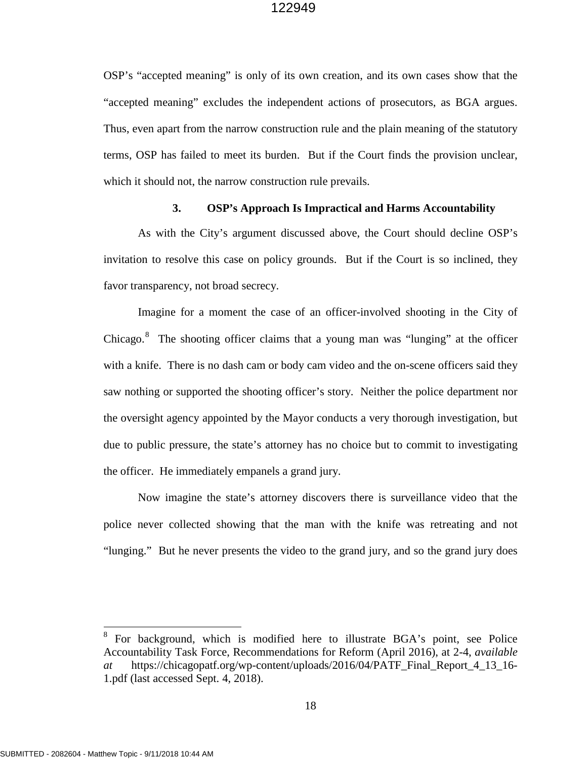OSP's "accepted meaning" is only of its own creation, and its own cases show that the "accepted meaning" excludes the independent actions of prosecutors, as BGA argues. Thus, even apart from the narrow construction rule and the plain meaning of the statutory terms, OSP has failed to meet its burden. But if the Court finds the provision unclear, which it should not, the narrow construction rule prevails.

### 3. OSP's Approach Is Impractical and Harms Accountability

As with the City's argument discussed above, the Court should decline OSP's invitation to resolve this case on policy grounds. But if the Court is so inclined, they favor transparency, not broad secrecy.

Imagine for a moment the case of an officer-involved shooting in the City of Chicago.[8] The shooting officer claims that a young man was "lunging" at the officer with a knife. There is no dash cam or body cam video and the on-scene officers said they saw nothing or supported the shooting officer's story. Neither the police department nor the oversight agency appointed by the Mayor conducts a very thorough investigation, but due to public pressure, the state's attorney has no choice but to commit to investigating the officer. He immediately empanels a grand jury.

Now imagine the state's attorney discovers there is surveillance video that the police never collected showing that the man with the knife was retreating and not "lunging." But he never presents the video to the grand jury, and so the grand jury does

---

[8] For background, which is modified here to illustrate BGA's point, see Police Accountability Task Force, Recommendations for Reform (April 2016), at 2-4, *available at* https://chicagopatf.org/wp-content/uploads/2016/04/PATF_Final_Report_4_13_16-1.pdf (last accessed Sept. 4, 2018).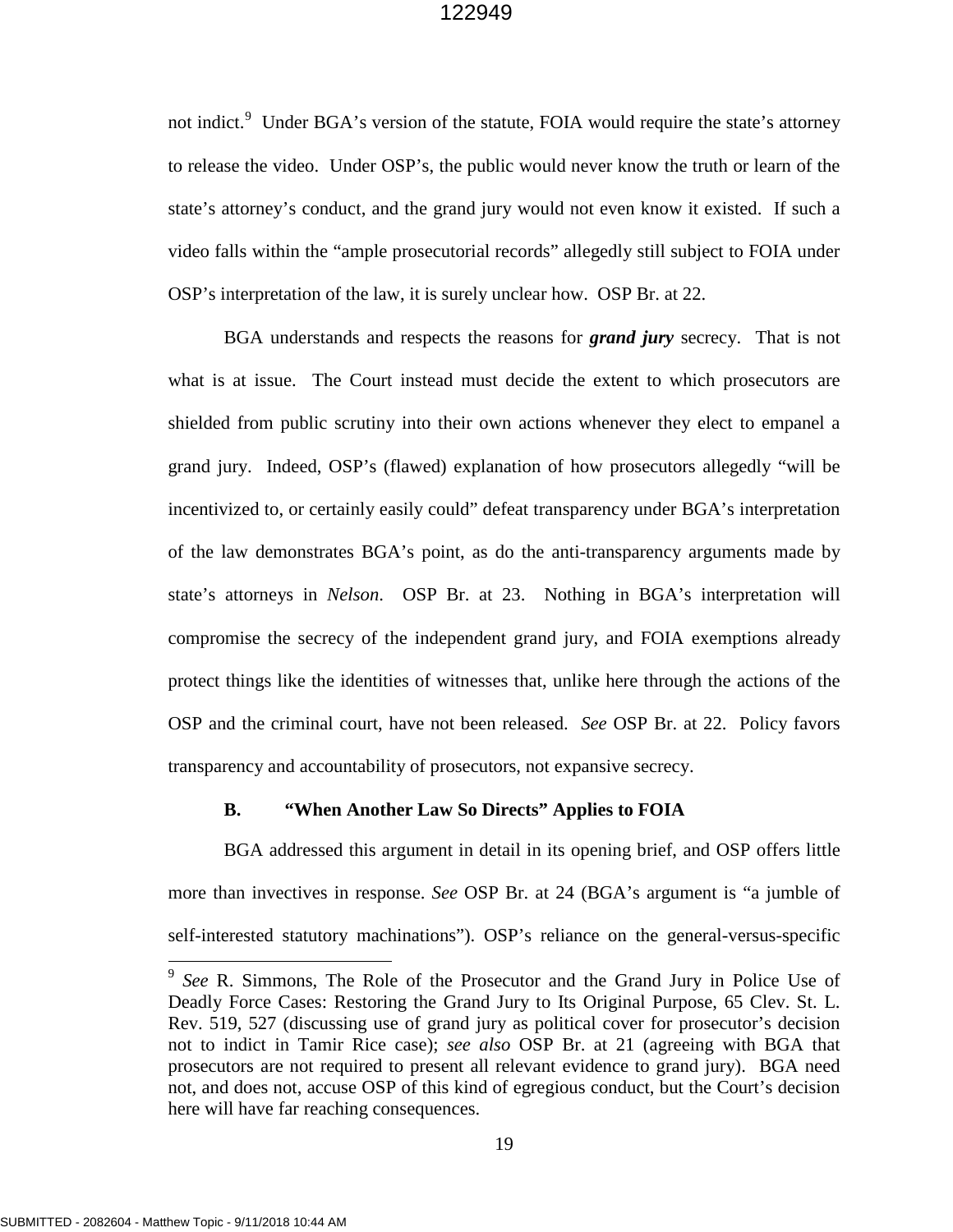not indict.[9] Under BGA's version of the statute, FOIA would require the state's attorney to release the video. Under OSP's, the public would never know the truth or learn of the state's attorney's conduct, and the grand jury would not even know it existed. If such a video falls within the "ample prosecutorial records" allegedly still subject to FOIA under OSP's interpretation of the law, it is surely unclear how. OSP Br. at 22.

BGA understands and respects the reasons for ***grand jury*** secrecy. That is not what is at issue. The Court instead must decide the extent to which prosecutors are shielded from public scrutiny into their own actions whenever they elect to empanel a grand jury. Indeed, OSP's (flawed) explanation of how prosecutors allegedly "will be incentivized to, or certainly easily could" defeat transparency under BGA's interpretation of the law demonstrates BGA's point, as do the anti-transparency arguments made by state's attorneys in *Nelson*. OSP Br. at 23. Nothing in BGA's interpretation will compromise the secrecy of the independent grand jury, and FOIA exemptions already protect things like the identities of witnesses that, unlike here through the actions of the OSP and the criminal court, have not been released. *See* OSP Br. at 22. Policy favors transparency and accountability of prosecutors, not expansive secrecy.

### B. "When Another Law So Directs" Applies to FOIA

BGA addressed this argument in detail in its opening brief, and OSP offers little more than invectives in response. *See* OSP Br. at 24 (BGA's argument is "a jumble of self-interested statutory machinations"). OSP's reliance on the general-versus-specific

---

[9] *See* R. Simmons, The Role of the Prosecutor and the Grand Jury in Police Use of Deadly Force Cases: Restoring the Grand Jury to Its Original Purpose, 65 Clev. St. L. Rev. 519, 527 (discussing use of grand jury as political cover for prosecutor's decision not to indict in Tamir Rice case); *see also* OSP Br. at 21 (agreeing with BGA that prosecutors are not required to present all relevant evidence to grand jury). BGA need not, and does not, accuse OSP of this kind of egregious conduct, but the Court's decision here will have far reaching consequences.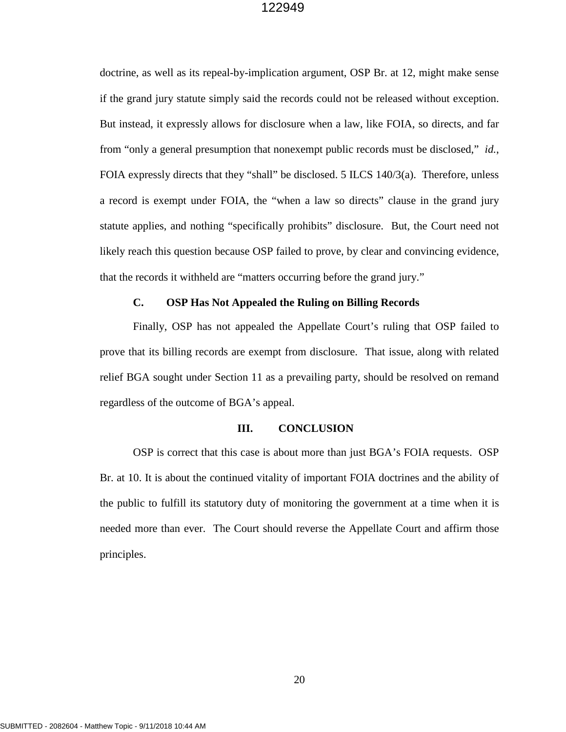doctrine, as well as its repeal-by-implication argument, OSP Br. at 12, might make sense if the grand jury statute simply said the records could not be released without exception. But instead, it expressly allows for disclosure when a law, like FOIA, so directs, and far from "only a general presumption that nonexempt public records must be disclosed," *id.*, FOIA expressly directs that they "shall" be disclosed. 5 ILCS 140/3(a). Therefore, unless a record is exempt under FOIA, the "when a law so directs" clause in the grand jury statute applies, and nothing "specifically prohibits" disclosure. But, the Court need not likely reach this question because OSP failed to prove, by clear and convincing evidence, that the records it withheld are "matters occurring before the grand jury."

### C. OSP Has Not Appealed the Ruling on Billing Records

Finally, OSP has not appealed the Appellate Court's ruling that OSP failed to prove that its billing records are exempt from disclosure. That issue, along with related relief BGA sought under Section 11 as a prevailing party, should be resolved on remand regardless of the outcome of BGA's appeal.

## III. CONCLUSION

OSP is correct that this case is about more than just BGA's FOIA requests. OSP Br. at 10. It is about the continued vitality of important FOIA doctrines and the ability of the public to fulfill its statutory duty of monitoring the government at a time when it is needed more than ever. The Court should reverse the Appellate Court and affirm those principles.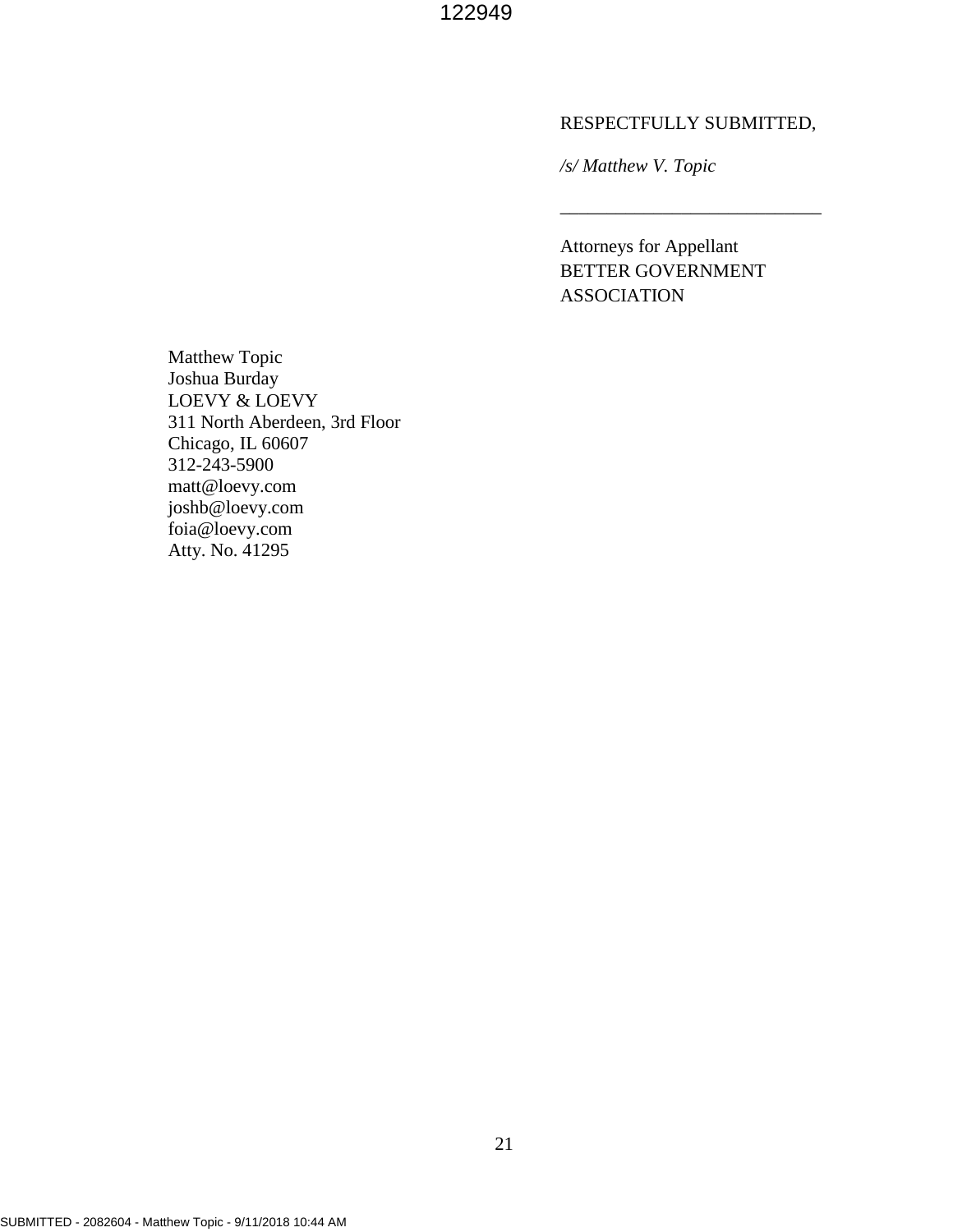RESPECTFULLY SUBMITTED,

*/s/ Matthew V. Topic*

\_\_\_\_\_\_\_\_\_\_\_\_\_\_\_\_\_\_\_\_\_\_\_\_\_\_\_\_

Attorneys for Appellant
BETTER GOVERNMENT ASSOCIATION

Matthew Topic
Joshua Burday
LOEVY & LOEVY
311 North Aberdeen, 3rd Floor
Chicago, IL 60607
312-243-5900
matt@loevy.com
joshb@loevy.com
foia@loevy.com
Atty. No. 41295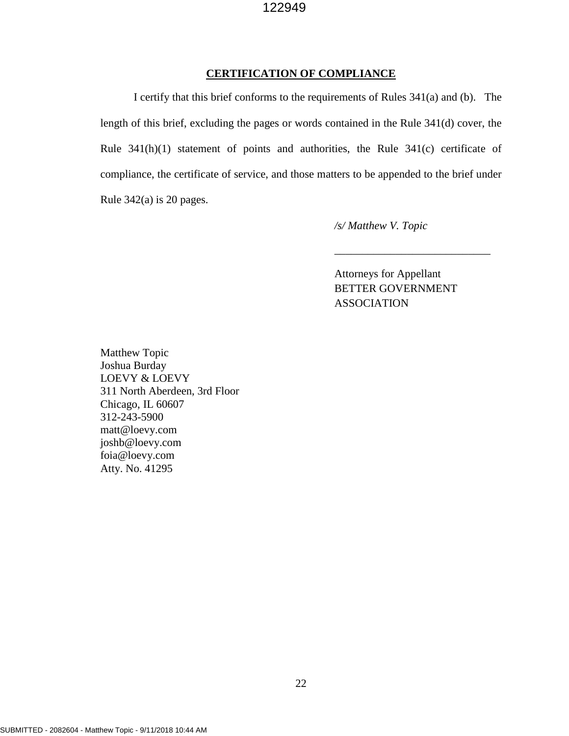**CERTIFICATION OF COMPLIANCE**

I certify that this brief conforms to the requirements of Rules 341(a) and (b). The length of this brief, excluding the pages or words contained in the Rule 341(d) cover, the Rule 341(h)(1) statement of points and authorities, the Rule 341(c) certificate of compliance, the certificate of service, and those matters to be appended to the brief under Rule 342(a) is 20 pages.

*/s/ Matthew V. Topic*

\_\_\_\_\_\_\_\_\_\_\_\_\_\_\_\_\_\_\_\_\_\_\_\_\_\_\_\_\_\_

Attorneys for Appellant
BETTER GOVERNMENT
ASSOCIATION

Matthew Topic
Joshua Burday
LOEVY & LOEVY
311 North Aberdeen, 3rd Floor
Chicago, IL 60607
312-243-5900
matt@loevy.com
joshb@loevy.com
foia@loevy.com
Atty. No. 41295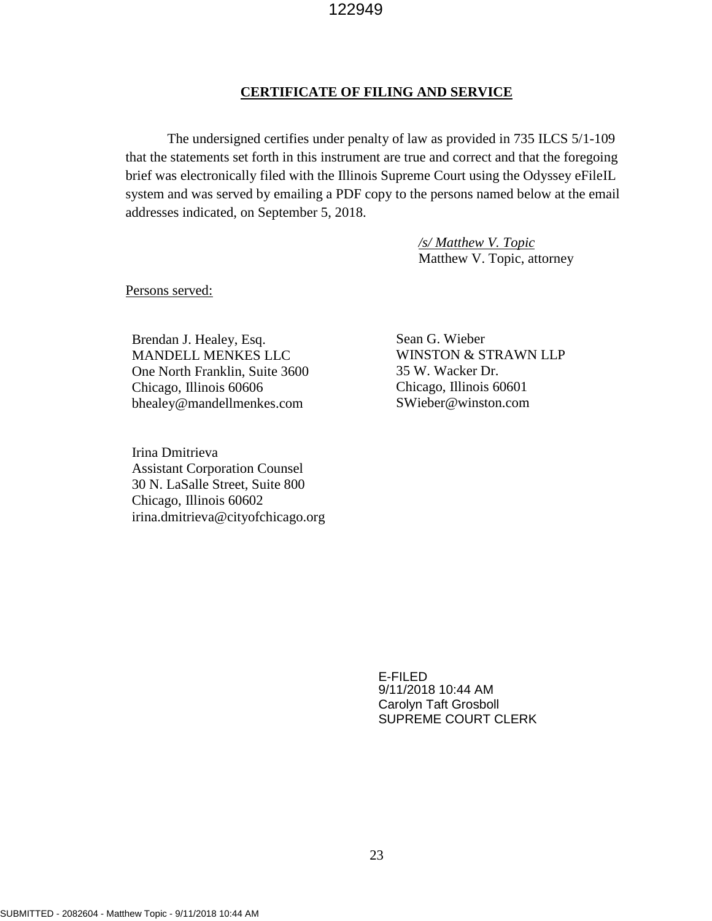**CERTIFICATE OF FILING AND SERVICE**

The undersigned certifies under penalty of law as provided in 735 ILCS 5/1-109 that the statements set forth in this instrument are true and correct and that the foregoing brief was electronically filed with the Illinois Supreme Court using the Odyssey eFileIL system and was served by emailing a PDF copy to the persons named below at the email addresses indicated, on September 5, 2018.

*/s/ Matthew V. Topic*
Matthew V. Topic, attorney

Persons served:

Brendan J. Healey, Esq.
MANDELL MENKES LLC
One North Franklin, Suite 3600
Chicago, Illinois 60606
bhealey@mandellmenkes.com

Sean G. Wieber
WINSTON & STRAWN LLP
35 W. Wacker Dr.
Chicago, Illinois 60601
SWieber@winston.com

Irina Dmitrieva
Assistant Corporation Counsel
30 N. LaSalle Street, Suite 800
Chicago, Illinois 60602
irina.dmitrieva@cityofchicago.org

E-FILED
9/11/2018 10:44 AM
Carolyn Taft Grosboll
SUPREME COURT CLERK